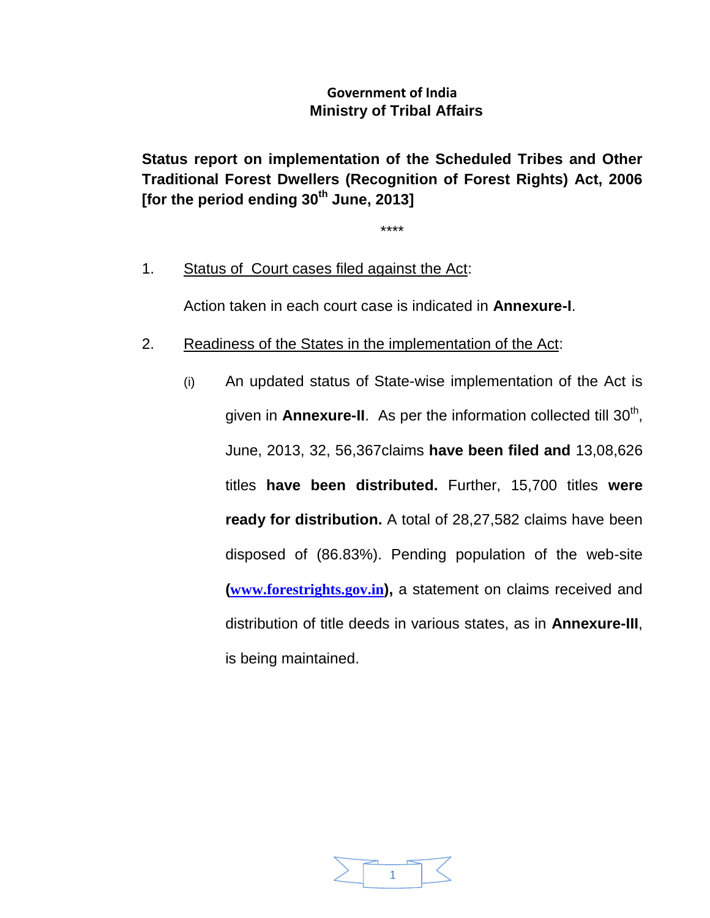**Government of India**
**Ministry of Tribal Affairs**

**Status report on implementation of the Scheduled Tribes and Other Traditional Forest Dwellers (Recognition of Forest Rights) Act, 2006 [for the period ending 30th June, 2013]**

****

1. Status of Court cases filed against the Act:

   Action taken in each court case is indicated in **Annexure-I**.

2. Readiness of the States in the implementation of the Act:

   (i) An updated status of State-wise implementation of the Act is given in **Annexure-II**. As per the information collected till 30th, June, 2013, 32, 56,367claims **have been filed and** 13,08,626 titles **have been distributed.** Further, 15,700 titles **were ready for distribution.** A total of 28,27,582 claims have been disposed of (86.83%). Pending population of the web-site **(www.forestrights.gov.in),** a statement on claims received and distribution of title deeds in various states, as in **Annexure-III**, is being maintained.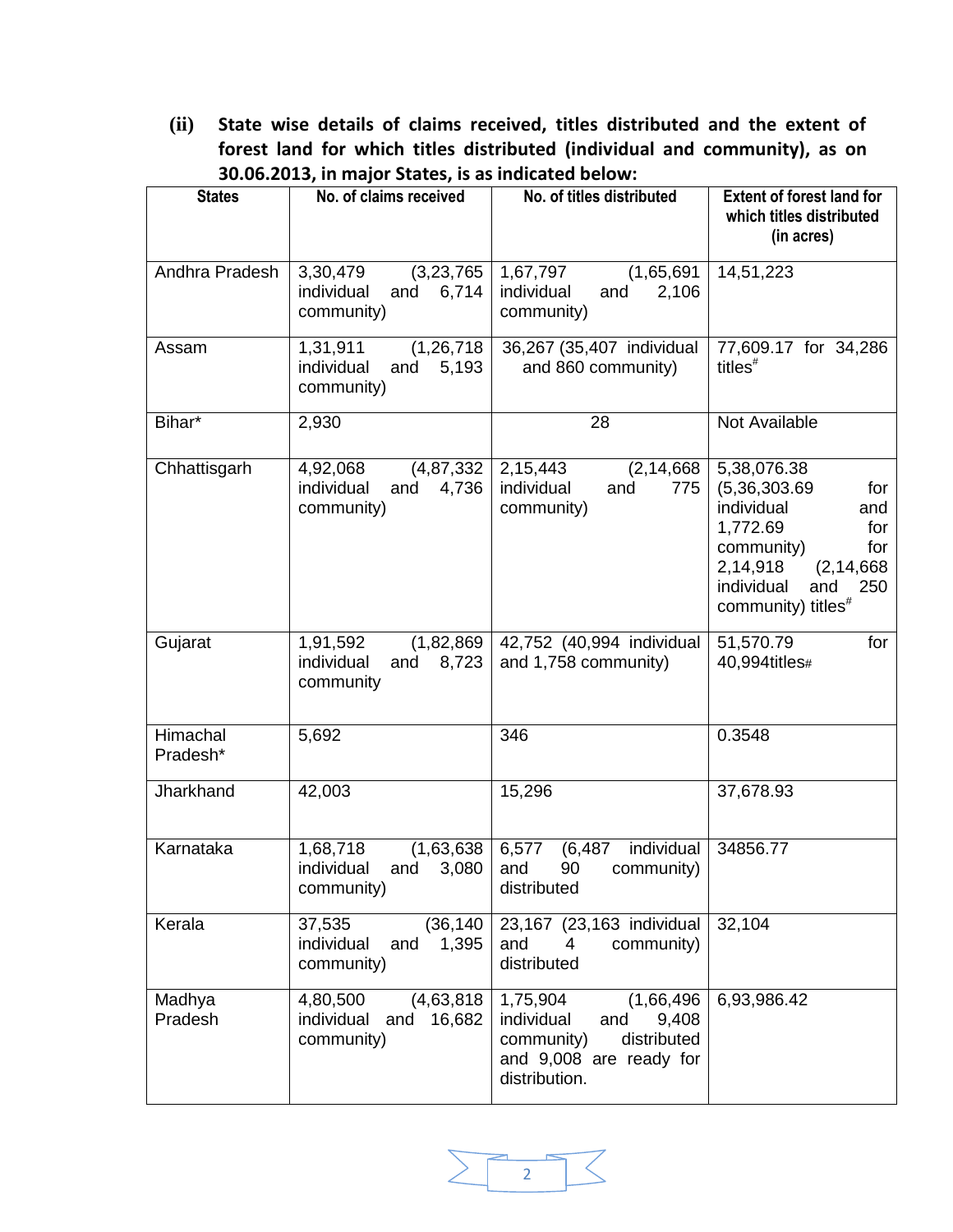**(ii) State wise details of claims received, titles distributed and the extent of forest land for which titles distributed (individual and community), as on 30.06.2013, in major States, is as indicated below:**

| States | No. of claims received | No. of titles distributed | Extent of forest land for which titles distributed (in acres) |
|---|---|---|---|
| Andhra Pradesh | 3,30,479 (3,23,765 individual and 6,714 community) | 1,67,797 (1,65,691 individual and 2,106 community) | 14,51,223 |
| Assam | 1,31,911 (1,26,718 individual and 5,193 community) | 36,267 (35,407 individual and 860 community) | 77,609.17 for 34,286 titles# |
| Bihar* | 2,930 | 28 | Not Available |
| Chhattisgarh | 4,92,068 (4,87,332 individual and 4,736 community) | 2,15,443 (2,14,668 individual and 775 community) | 5,38,076.38 (5,36,303.69 for individual and 1,772.69 for community) for 2,14,918 (2,14,668 individual and 250 community) titles# |
| Gujarat | 1,91,592 (1,82,869 individual and 8,723 community | 42,752 (40,994 individual and 1,758 community) | 51,570.79 for 40,994titles# |
| Himachal Pradesh* | 5,692 | 346 | 0.3548 |
| Jharkhand | 42,003 | 15,296 | 37,678.93 |
| Karnataka | 1,68,718 (1,63,638 individual and 3,080 community) | 6,577 (6,487 individual and 90 community) distributed | 34856.77 |
| Kerala | 37,535 (36,140 individual and 1,395 community) | 23,167 (23,163 individual and 4 community) distributed | 32,104 |
| Madhya Pradesh | 4,80,500 (4,63,818 individual and 16,682 community) | 1,75,904 (1,66,496 individual and 9,408 community) distributed and 9,008 are ready for distribution. | 6,93,986.42 |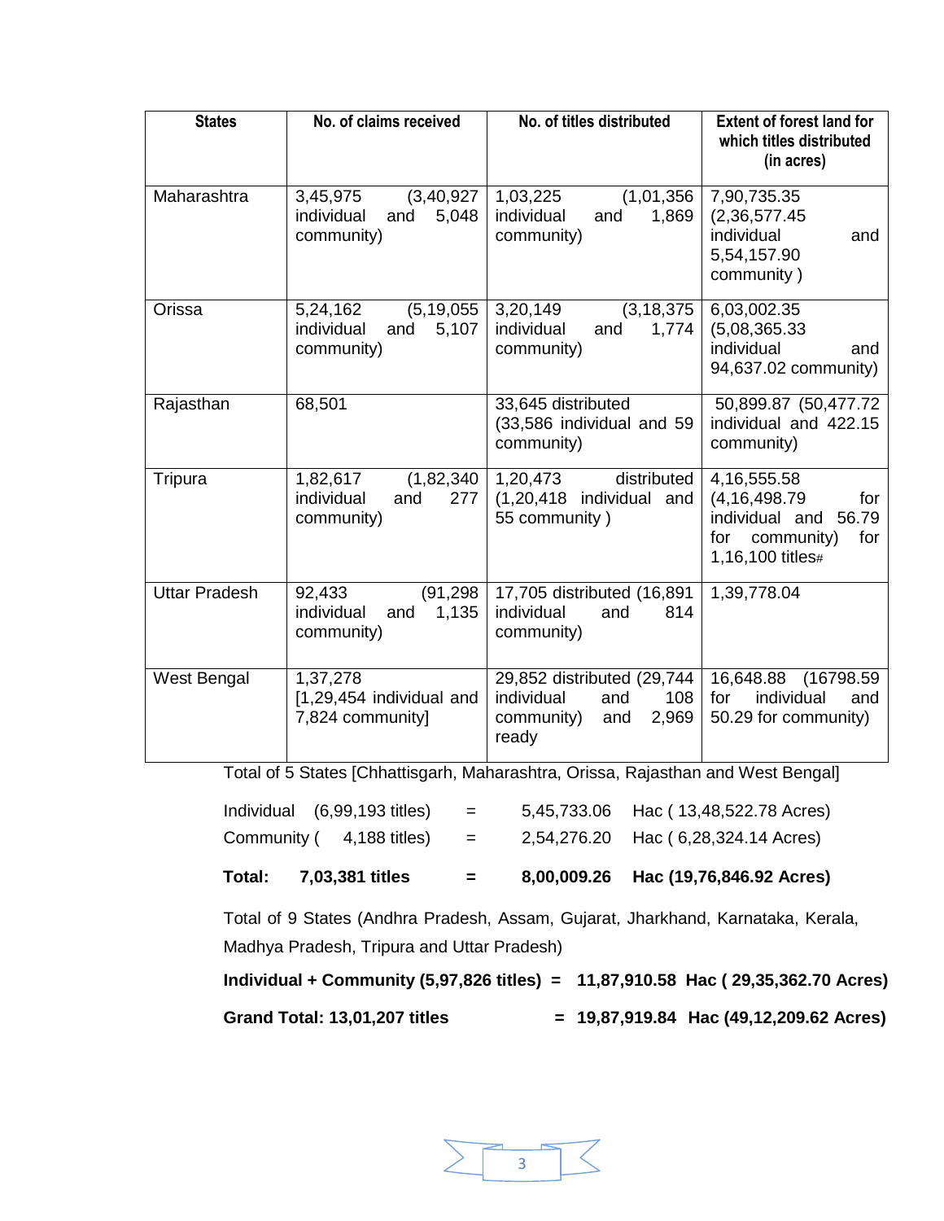| States | No. of claims received | No. of titles distributed | Extent of forest land for which titles distributed (in acres) |
|---|---|---|---|
| Maharashtra | 3,45,975 (3,40,927 individual and 5,048 community) | 1,03,225 (1,01,356 individual and 1,869 community) | 7,90,735.35 (2,36,577.45 individual and 5,54,157.90 community ) |
| Orissa | 5,24,162 (5,19,055 individual and 5,107 community) | 3,20,149 (3,18,375 individual and 1,774 community) | 6,03,002.35 (5,08,365.33 individual and 94,637.02 community) |
| Rajasthan | 68,501 | 33,645 distributed (33,586 individual and 59 community) | 50,899.87 (50,477.72 individual and 422.15 community) |
| Tripura | 1,82,617 (1,82,340 individual and 277 community) | 1,20,473 distributed (1,20,418 individual and 55 community ) | 4,16,555.58 (4,16,498.79 for individual and 56.79 for community) for 1,16,100 titles# |
| Uttar Pradesh | 92,433 (91,298 individual and 1,135 community) | 17,705 distributed (16,891 individual and 814 community) | 1,39,778.04 |
| West Bengal | 1,37,278 [1,29,454 individual and 7,824 community] | 29,852 distributed (29,744 individual and 108 community) and 2,969 ready | 16,648.88 (16798.59 for individual and 50.29 for community) |

Total of 5 States [Chhattisgarh, Maharashtra, Orissa, Rajasthan and West Bengal]

Individual (6,99,193 titles) = 5,45,733.06 Hac ( 13,48,522.78 Acres)

Community ( 4,188 titles) = 2,54,276.20 Hac ( 6,28,324.14 Acres)

**Total: 7,03,381 titles = 8,00,009.26 Hac (19,76,846.92 Acres)**

Total of 9 States (Andhra Pradesh, Assam, Gujarat, Jharkhand, Karnataka, Kerala, Madhya Pradesh, Tripura and Uttar Pradesh)

**Individual + Community (5,97,826 titles) = 11,87,910.58 Hac ( 29,35,362.70 Acres)**

**Grand Total: 13,01,207 titles = 19,87,919.84 Hac (49,12,209.62 Acres)**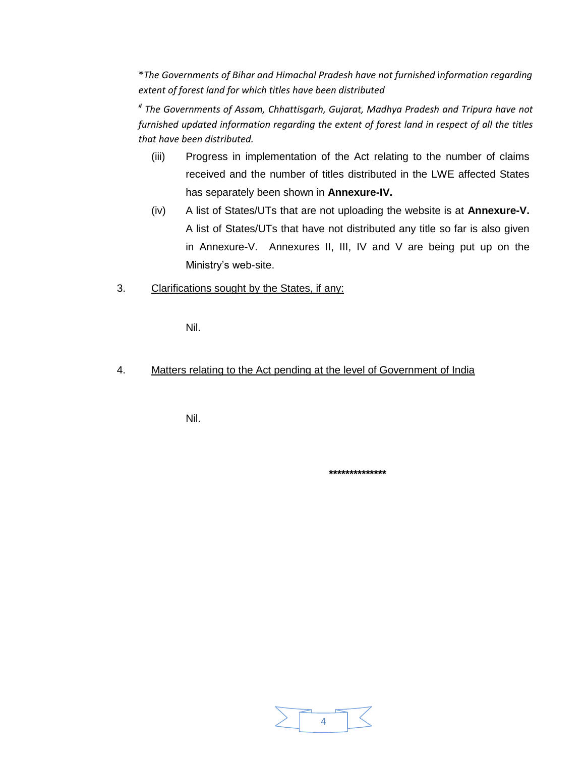*\*The Governments of Bihar and Himachal Pradesh have not furnished information regarding extent of forest land for which titles have been distributed*

*# The Governments of Assam, Chhattisgarh, Gujarat, Madhya Pradesh and Tripura have not furnished updated information regarding the extent of forest land in respect of all the titles that have been distributed.*

(iii) Progress in implementation of the Act relating to the number of claims received and the number of titles distributed in the LWE affected States has separately been shown in **Annexure-IV.**

(iv) A list of States/UTs that are not uploading the website is at **Annexure-V.** A list of States/UTs that have not distributed any title so far is also given in Annexure-V. Annexures II, III, IV and V are being put up on the Ministry's web-site.

3. <u>Clarifications sought by the States, if any:</u>

Nil.

4. <u>Matters relating to the Act pending at the level of Government of India</u>

Nil.

\*\*\*\*\*\*\*\*\*\*\*\*\*\*\*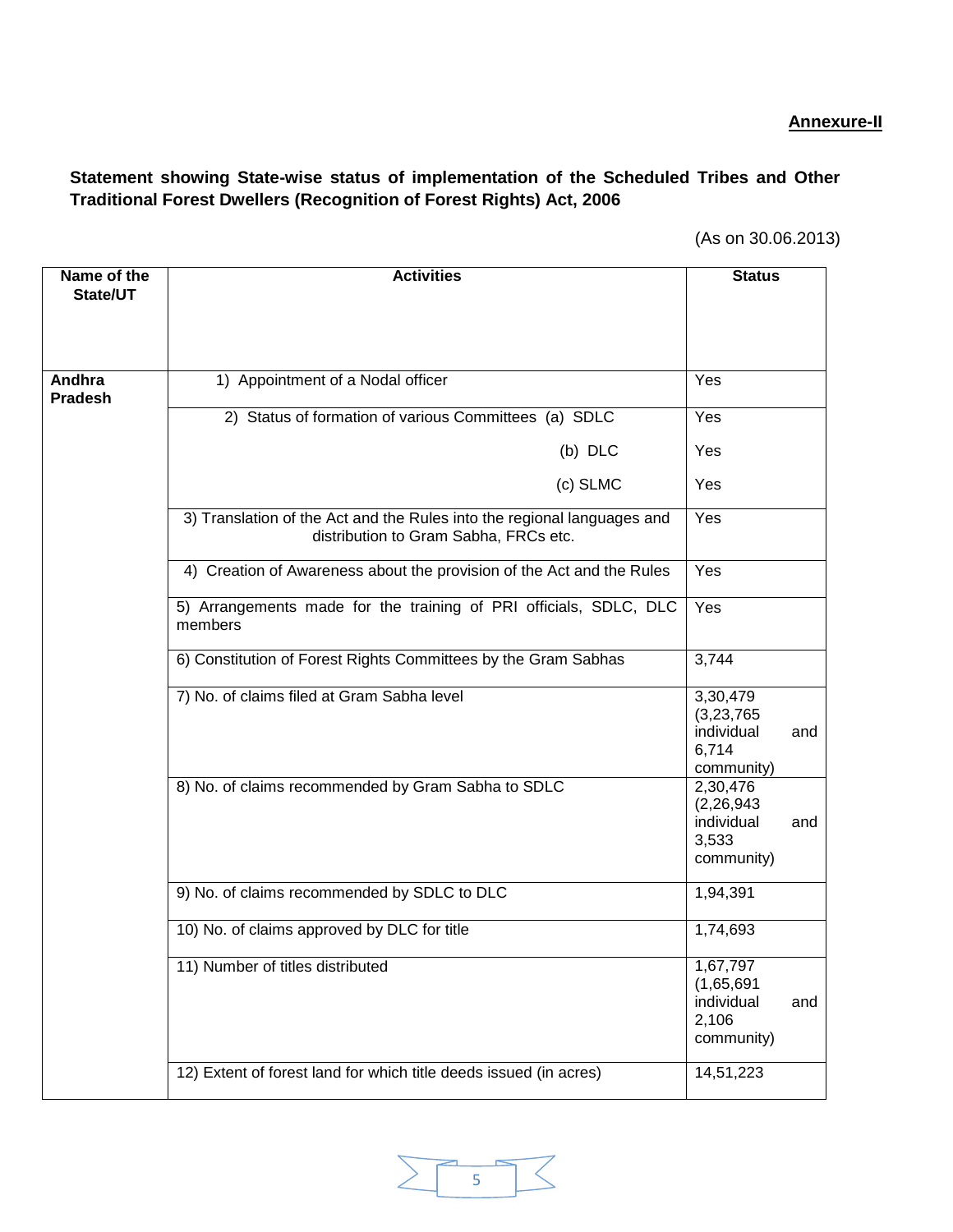**Annexure-II**

**Statement showing State-wise status of implementation of the Scheduled Tribes and Other Traditional Forest Dwellers (Recognition of Forest Rights) Act, 2006**

(As on 30.06.2013)

| Name of the State/UT | Activities | Status |
|---|---|---|
| **Andhra Pradesh** | 1) Appointment of a Nodal officer | Yes |
| | 2) Status of formation of various Committees (a) SDLC | Yes |
| | (b) DLC | Yes |
| | (c) SLMC | Yes |
| | 3) Translation of the Act and the Rules into the regional languages and distribution to Gram Sabha, FRCs etc. | Yes |
| | 4) Creation of Awareness about the provision of the Act and the Rules | Yes |
| | 5) Arrangements made for the training of PRI officials, SDLC, DLC members | Yes |
| | 6) Constitution of Forest Rights Committees by the Gram Sabhas | 3,744 |
| | 7) No. of claims filed at Gram Sabha level | 3,30,479 (3,23,765 individual and 6,714 community) |
| | 8) No. of claims recommended by Gram Sabha to SDLC | 2,30,476 (2,26,943 individual and 3,533 community) |
| | 9) No. of claims recommended by SDLC to DLC | 1,94,391 |
| | 10) No. of claims approved by DLC for title | 1,74,693 |
| | 11) Number of titles distributed | 1,67,797 (1,65,691 individual and 2,106 community) |
| | 12) Extent of forest land for which title deeds issued (in acres) | 14,51,223 |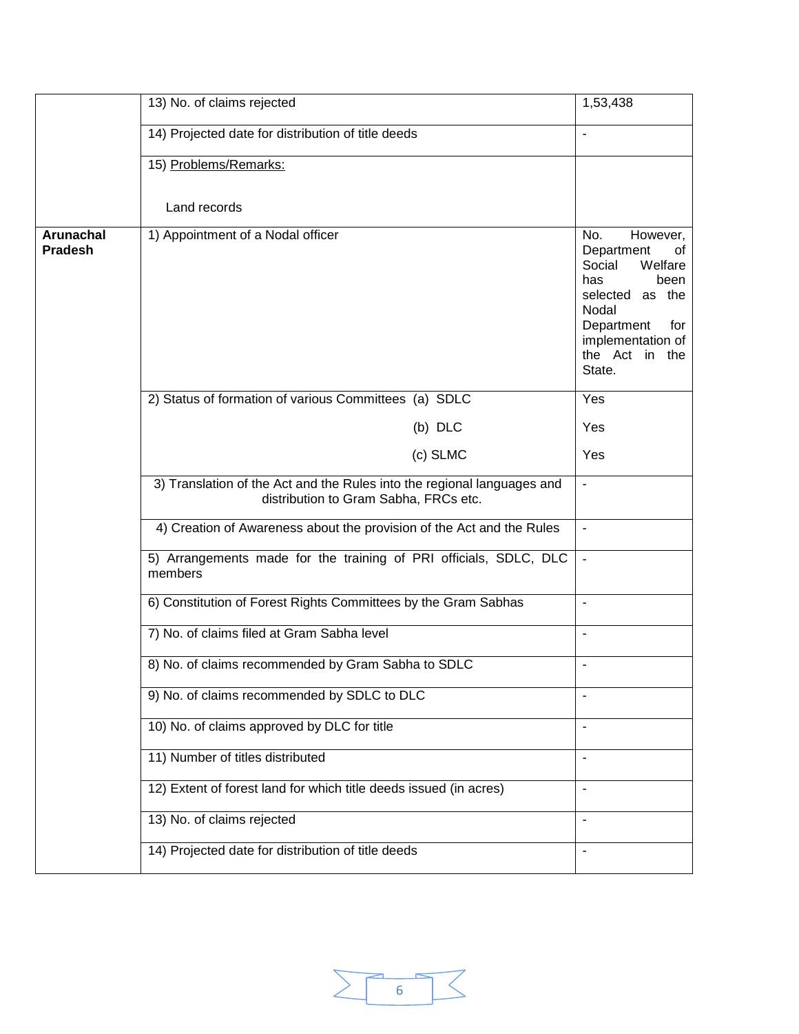|  |  |  |
|---|---|---|
|  | 13) No. of claims rejected | 1,53,438 |
|  | 14) Projected date for distribution of title deeds | - |
|  | 15) Problems/Remarks:<br><br>Land records |  |
| **Arunachal Pradesh** | 1) Appointment of a Nodal officer | No. However, Department of Social Welfare has been selected as the Nodal Department for implementation of the Act in the State. |
|  | 2) Status of formation of various Committees (a) SDLC<br>(b) DLC<br>(c) SLMC | Yes<br>Yes<br>Yes |
|  | 3) Translation of the Act and the Rules into the regional languages and distribution to Gram Sabha, FRCs etc. | - |
|  | 4) Creation of Awareness about the provision of the Act and the Rules | - |
|  | 5) Arrangements made for the training of PRI officials, SDLC, DLC members | - |
|  | 6) Constitution of Forest Rights Committees by the Gram Sabhas | - |
|  | 7) No. of claims filed at Gram Sabha level | - |
|  | 8) No. of claims recommended by Gram Sabha to SDLC | - |
|  | 9) No. of claims recommended by SDLC to DLC | - |
|  | 10) No. of claims approved by DLC for title | - |
|  | 11) Number of titles distributed | - |
|  | 12) Extent of forest land for which title deeds issued (in acres) | - |
|  | 13) No. of claims rejected | - |
|  | 14) Projected date for distribution of title deeds | - |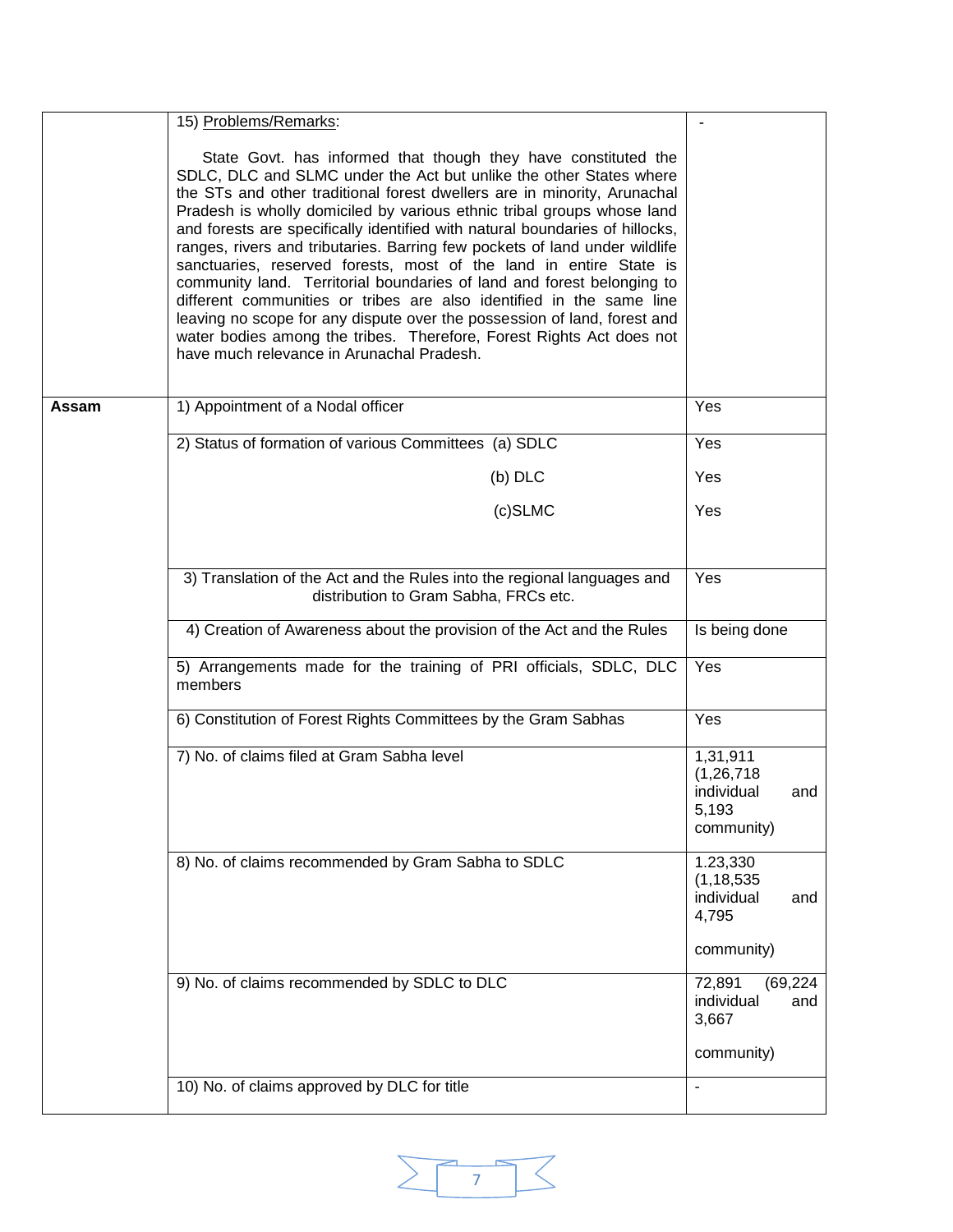| | | |
|---|---|---|
| | 15) Problems/Remarks:<br><br>State Govt. has informed that though they have constituted the SDLC, DLC and SLMC under the Act but unlike the other States where the STs and other traditional forest dwellers are in minority, Arunachal Pradesh is wholly domiciled by various ethnic tribal groups whose land and forests are specifically identified with natural boundaries of hillocks, ranges, rivers and tributaries. Barring few pockets of land under wildlife sanctuaries, reserved forests, most of the land in entire State is community land. Territorial boundaries of land and forest belonging to different communities or tribes are also identified in the same line leaving no scope for any dispute over the possession of land, forest and water bodies among the tribes. Therefore, Forest Rights Act does not have much relevance in Arunachal Pradesh. | - |
| **Assam** | 1) Appointment of a Nodal officer | Yes |
| | 2) Status of formation of various Committees (a) SDLC<br>(b) DLC<br>(c)SLMC | Yes<br>Yes<br>Yes |
| | 3) Translation of the Act and the Rules into the regional languages and distribution to Gram Sabha, FRCs etc. | Yes |
| | 4) Creation of Awareness about the provision of the Act and the Rules | Is being done |
| | 5) Arrangements made for the training of PRI officials, SDLC, DLC members | Yes |
| | 6) Constitution of Forest Rights Committees by the Gram Sabhas | Yes |
| | 7) No. of claims filed at Gram Sabha level | 1,31,911 (1,26,718 individual and 5,193 community) |
| | 8) No. of claims recommended by Gram Sabha to SDLC | 1.23,330 (1,18,535 individual and 4,795 community) |
| | 9) No. of claims recommended by SDLC to DLC | 72,891 (69,224 individual and 3,667 community) |
| | 10) No. of claims approved by DLC for title | - |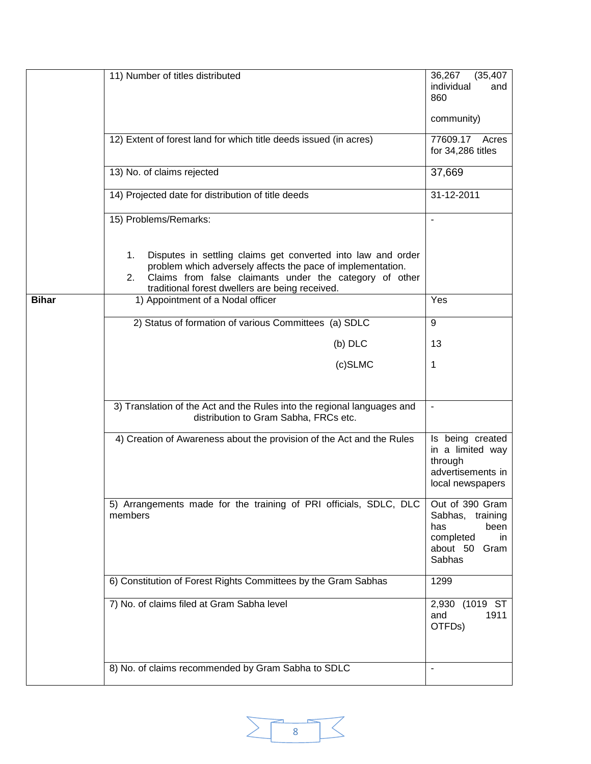| | | |
|---|---|---|
| | 11) Number of titles distributed | 36,267 (35,407 individual and 860 community) |
| | 12) Extent of forest land for which title deeds issued (in acres) | 77609.17 Acres for 34,286 titles |
| | 13) No. of claims rejected | 37,669 |
| | 14) Projected date for distribution of title deeds | 31-12-2011 |
| | 15) Problems/Remarks:<br><br>1. Disputes in settling claims get converted into law and order problem which adversely affects the pace of implementation.<br>2. Claims from false claimants under the category of other traditional forest dwellers are being received. | - |
| **Bihar** | 1) Appointment of a Nodal officer | Yes |
| | 2) Status of formation of various Committees (a) SDLC<br>(b) DLC<br>(c)SLMC | 9<br>13<br>1 |
| | 3) Translation of the Act and the Rules into the regional languages and distribution to Gram Sabha, FRCs etc. | - |
| | 4) Creation of Awareness about the provision of the Act and the Rules | Is being created in a limited way through advertisements in local newspapers |
| | 5) Arrangements made for the training of PRI officials, SDLC, DLC members | Out of 390 Gram Sabhas, training has been completed in about 50 Gram Sabhas |
| | 6) Constitution of Forest Rights Committees by the Gram Sabhas | 1299 |
| | 7) No. of claims filed at Gram Sabha level | 2,930 (1019 ST and 1911 OTFDs) |
| | 8) No. of claims recommended by Gram Sabha to SDLC | - |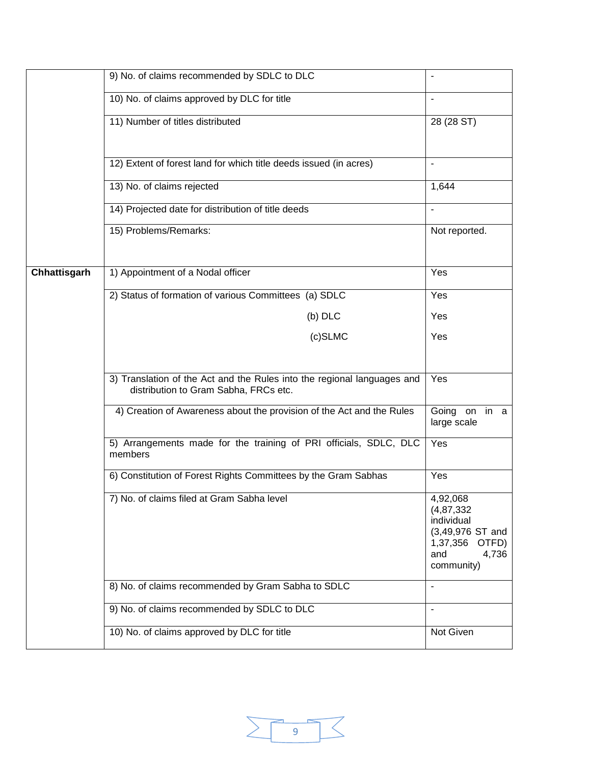| | | |
|---|---|---|
| | 9) No. of claims recommended by SDLC to DLC | - |
| | 10) No. of claims approved by DLC for title | - |
| | 11) Number of titles distributed | 28 (28 ST) |
| | 12) Extent of forest land for which title deeds issued (in acres) | - |
| | 13) No. of claims rejected | 1,644 |
| | 14) Projected date for distribution of title deeds | - |
| | 15) Problems/Remarks: | Not reported. |
| **Chhattisgarh** | 1) Appointment of a Nodal officer | Yes |
| | 2) Status of formation of various Committees (a) SDLC<br>(b) DLC<br>(c)SLMC | Yes<br>Yes<br>Yes |
| | 3) Translation of the Act and the Rules into the regional languages and distribution to Gram Sabha, FRCs etc. | Yes |
| | 4) Creation of Awareness about the provision of the Act and the Rules | Going on in a large scale |
| | 5) Arrangements made for the training of PRI officials, SDLC, DLC members | Yes |
| | 6) Constitution of Forest Rights Committees by the Gram Sabhas | Yes |
| | 7) No. of claims filed at Gram Sabha level | 4,92,068 (4,87,332 individual (3,49,976 ST and 1,37,356 OTFD) and 4,736 community) |
| | 8) No. of claims recommended by Gram Sabha to SDLC | - |
| | 9) No. of claims recommended by SDLC to DLC | - |
| | 10) No. of claims approved by DLC for title | Not Given |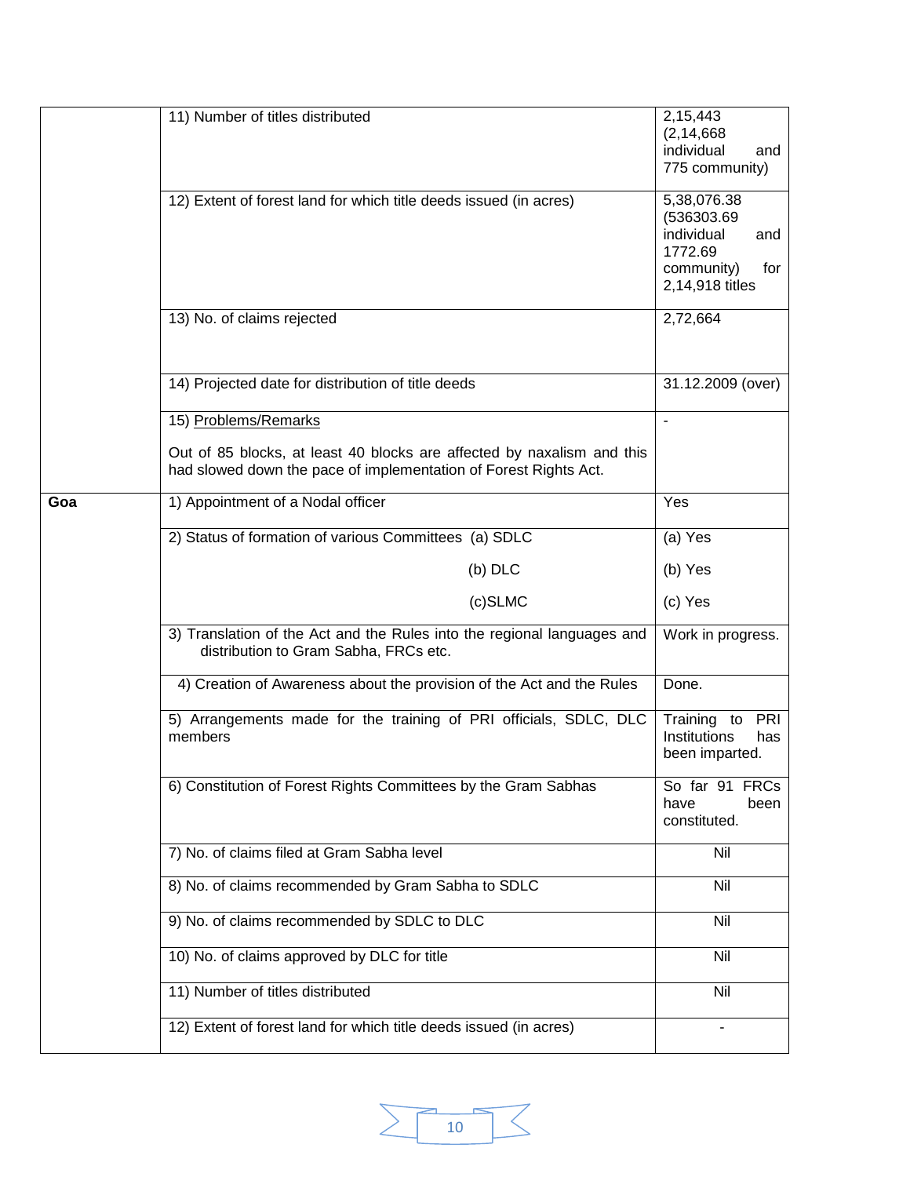| | | |
|---|---|---|
| | 11) Number of titles distributed | 2,15,443 (2,14,668 individual and 775 community) |
| | 12) Extent of forest land for which title deeds issued (in acres) | 5,38,076.38 (536303.69 individual and 1772.69 community) for 2,14,918 titles |
| | 13) No. of claims rejected | 2,72,664 |
| | 14) Projected date for distribution of title deeds | 31.12.2009 (over) |
| | 15) Problems/Remarks<br><br>Out of 85 blocks, at least 40 blocks are affected by naxalism and this had slowed down the pace of implementation of Forest Rights Act. | - |
| **Goa** | 1) Appointment of a Nodal officer | Yes |
| | 2) Status of formation of various Committees (a) SDLC<br>(b) DLC<br>(c)SLMC | (a) Yes<br>(b) Yes<br>(c) Yes |
| | 3) Translation of the Act and the Rules into the regional languages and distribution to Gram Sabha, FRCs etc. | Work in progress. |
| | 4) Creation of Awareness about the provision of the Act and the Rules | Done. |
| | 5) Arrangements made for the training of PRI officials, SDLC, DLC members | Training to PRI Institutions has been imparted. |
| | 6) Constitution of Forest Rights Committees by the Gram Sabhas | So far 91 FRCs have been constituted. |
| | 7) No. of claims filed at Gram Sabha level | Nil |
| | 8) No. of claims recommended by Gram Sabha to SDLC | Nil |
| | 9) No. of claims recommended by SDLC to DLC | Nil |
| | 10) No. of claims approved by DLC for title | Nil |
| | 11) Number of titles distributed | Nil |
| | 12) Extent of forest land for which title deeds issued (in acres) | - |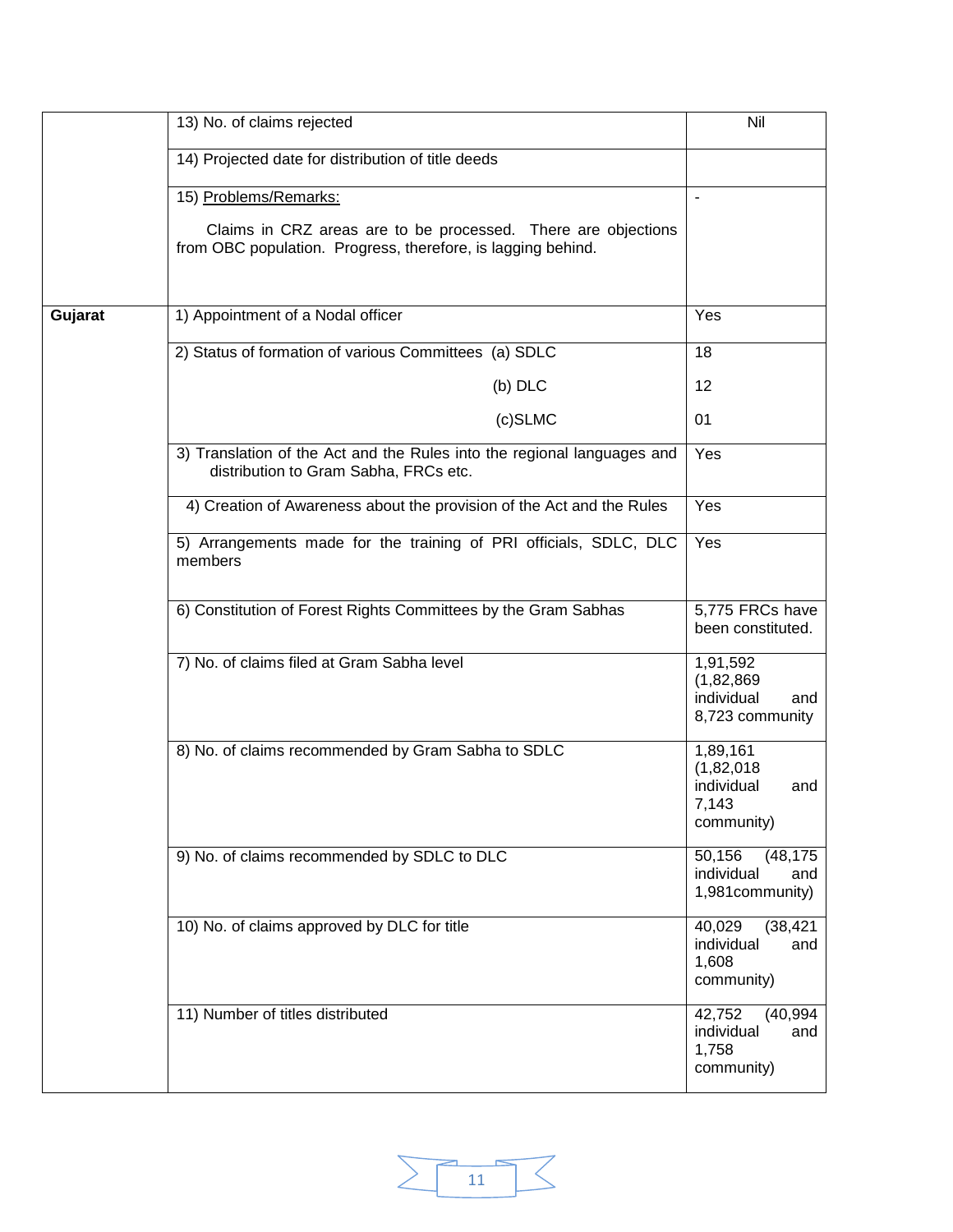| | | |
|---|---|---|
| | 13) No. of claims rejected | Nil |
| | 14) Projected date for distribution of title deeds | |
| | 15) <u>Problems/Remarks:</u><br><br>Claims in CRZ areas are to be processed. There are objections from OBC population. Progress, therefore, is lagging behind. | - |
| **Gujarat** | 1) Appointment of a Nodal officer | Yes |
| | 2) Status of formation of various Committees (a) SDLC<br>(b) DLC<br>(c)SLMC | 18<br>12<br>01 |
| | 3) Translation of the Act and the Rules into the regional languages and distribution to Gram Sabha, FRCs etc. | Yes |
| | 4) Creation of Awareness about the provision of the Act and the Rules | Yes |
| | 5) Arrangements made for the training of PRI officials, SDLC, DLC members | Yes |
| | 6) Constitution of Forest Rights Committees by the Gram Sabhas | 5,775 FRCs have been constituted. |
| | 7) No. of claims filed at Gram Sabha level | 1,91,592 (1,82,869 individual and 8,723 community |
| | 8) No. of claims recommended by Gram Sabha to SDLC | 1,89,161 (1,82,018 individual and 7,143 community) |
| | 9) No. of claims recommended by SDLC to DLC | 50,156 (48,175 individual and 1,981community) |
| | 10) No. of claims approved by DLC for title | 40,029 (38,421 individual and 1,608 community) |
| | 11) Number of titles distributed | 42,752 (40,994 individual and 1,758 community) |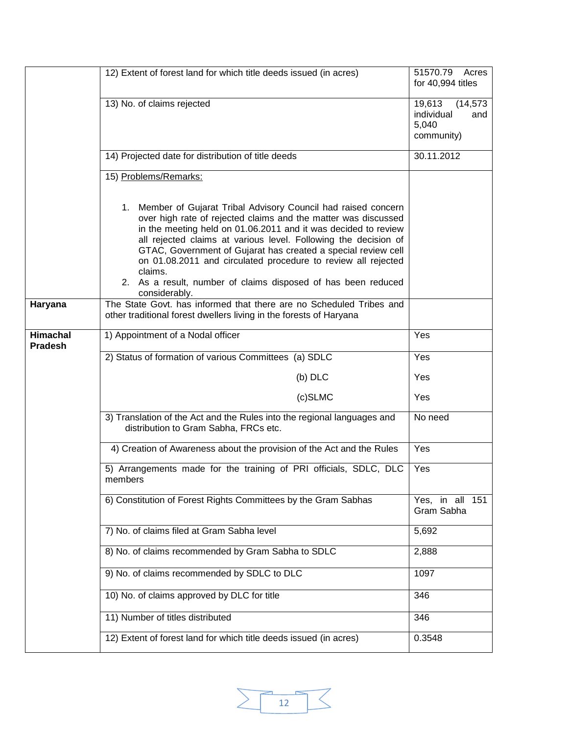| | | |
|---|---|---|
| | 12) Extent of forest land for which title deeds issued (in acres) | 51570.79 Acres for 40,994 titles |
| | 13) No. of claims rejected | 19,613 (14,573 individual and 5,040 community) |
| | 14) Projected date for distribution of title deeds | 30.11.2012 |
| | 15) Problems/Remarks:<br><br>1. Member of Gujarat Tribal Advisory Council had raised concern over high rate of rejected claims and the matter was discussed in the meeting held on 01.06.2011 and it was decided to review all rejected claims at various level. Following the decision of GTAC, Government of Gujarat has created a special review cell on 01.08.2011 and circulated procedure to review all rejected claims.<br>2. As a result, number of claims disposed of has been reduced considerably. | |
| **Haryana** | The State Govt. has informed that there are no Scheduled Tribes and other traditional forest dwellers living in the forests of Haryana | |
| **Himachal Pradesh** | 1) Appointment of a Nodal officer | Yes |
| | 2) Status of formation of various Committees (a) SDLC<br>(b) DLC<br>(c)SLMC | Yes<br>Yes<br>Yes |
| | 3) Translation of the Act and the Rules into the regional languages and distribution to Gram Sabha, FRCs etc. | No need |
| | 4) Creation of Awareness about the provision of the Act and the Rules | Yes |
| | 5) Arrangements made for the training of PRI officials, SDLC, DLC members | Yes |
| | 6) Constitution of Forest Rights Committees by the Gram Sabhas | Yes, in all 151 Gram Sabha |
| | 7) No. of claims filed at Gram Sabha level | 5,692 |
| | 8) No. of claims recommended by Gram Sabha to SDLC | 2,888 |
| | 9) No. of claims recommended by SDLC to DLC | 1097 |
| | 10) No. of claims approved by DLC for title | 346 |
| | 11) Number of titles distributed | 346 |
| | 12) Extent of forest land for which title deeds issued (in acres) | 0.3548 |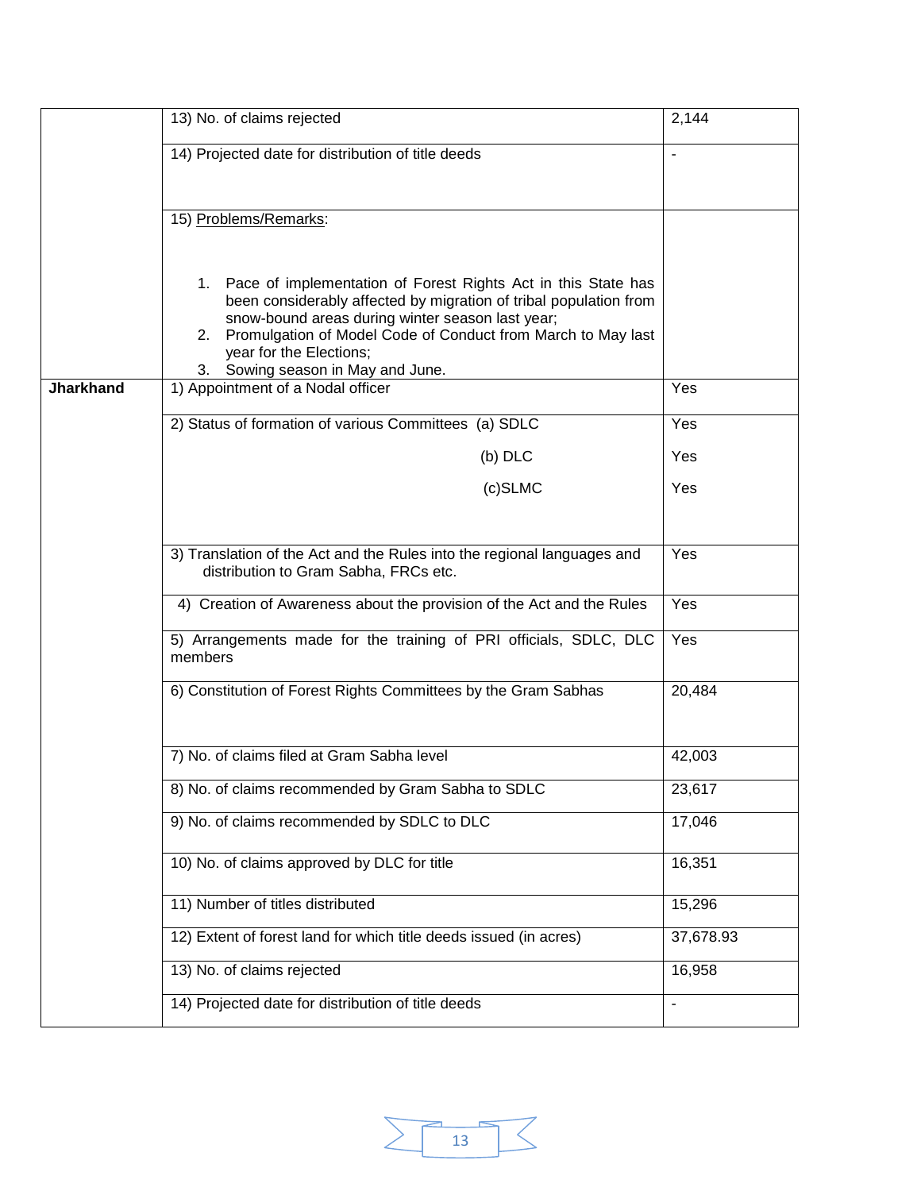| | | |
|---|---|---|
| | 13) No. of claims rejected | 2,144 |
| | 14) Projected date for distribution of title deeds | - |
| | 15) Problems/Remarks:<br><br>1. Pace of implementation of Forest Rights Act in this State has been considerably affected by migration of tribal population from snow-bound areas during winter season last year;<br>2. Promulgation of Model Code of Conduct from March to May last year for the Elections;<br>3. Sowing season in May and June. | |
| **Jharkhand** | 1) Appointment of a Nodal officer | Yes |
| | 2) Status of formation of various Committees (a) SDLC | Yes |
| | (b) DLC | Yes |
| | (c)SLMC | Yes |
| | 3) Translation of the Act and the Rules into the regional languages and distribution to Gram Sabha, FRCs etc. | Yes |
| | 4) Creation of Awareness about the provision of the Act and the Rules | Yes |
| | 5) Arrangements made for the training of PRI officials, SDLC, DLC members | Yes |
| | 6) Constitution of Forest Rights Committees by the Gram Sabhas | 20,484 |
| | 7) No. of claims filed at Gram Sabha level | 42,003 |
| | 8) No. of claims recommended by Gram Sabha to SDLC | 23,617 |
| | 9) No. of claims recommended by SDLC to DLC | 17,046 |
| | 10) No. of claims approved by DLC for title | 16,351 |
| | 11) Number of titles distributed | 15,296 |
| | 12) Extent of forest land for which title deeds issued (in acres) | 37,678.93 |
| | 13) No. of claims rejected | 16,958 |
| | 14) Projected date for distribution of title deeds | - |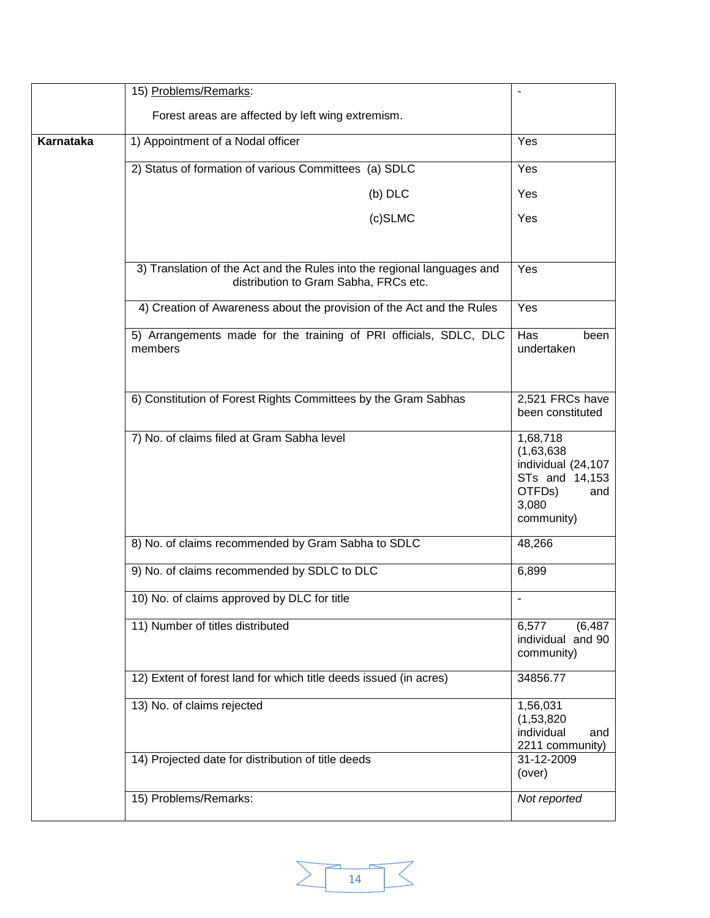| | | |
|---|---|---|
| | 15) Problems/Remarks: <br> Forest areas are affected by left wing extremism. | - |
| **Karnataka** | 1) Appointment of a Nodal officer | Yes |
| | 2) Status of formation of various Committees (a) SDLC <br> (b) DLC <br> (c)SLMC | Yes <br> Yes <br> Yes |
| | 3) Translation of the Act and the Rules into the regional languages and distribution to Gram Sabha, FRCs etc. | Yes |
| | 4) Creation of Awareness about the provision of the Act and the Rules | Yes |
| | 5) Arrangements made for the training of PRI officials, SDLC, DLC members | Has been undertaken |
| | 6) Constitution of Forest Rights Committees by the Gram Sabhas | 2,521 FRCs have been constituted |
| | 7) No. of claims filed at Gram Sabha level | 1,68,718 (1,63,638 individual (24,107 STs and 14,153 OTFDs) and 3,080 community) |
| | 8) No. of claims recommended by Gram Sabha to SDLC | 48,266 |
| | 9) No. of claims recommended by SDLC to DLC | 6,899 |
| | 10) No. of claims approved by DLC for title | - |
| | 11) Number of titles distributed | 6,577 (6,487 individual and 90 community) |
| | 12) Extent of forest land for which title deeds issued (in acres) | 34856.77 |
| | 13) No. of claims rejected | 1,56,031 (1,53,820 individual and 2211 community) |
| | 14) Projected date for distribution of title deeds | 31-12-2009 (over) |
| | 15) Problems/Remarks: | *Not reported* |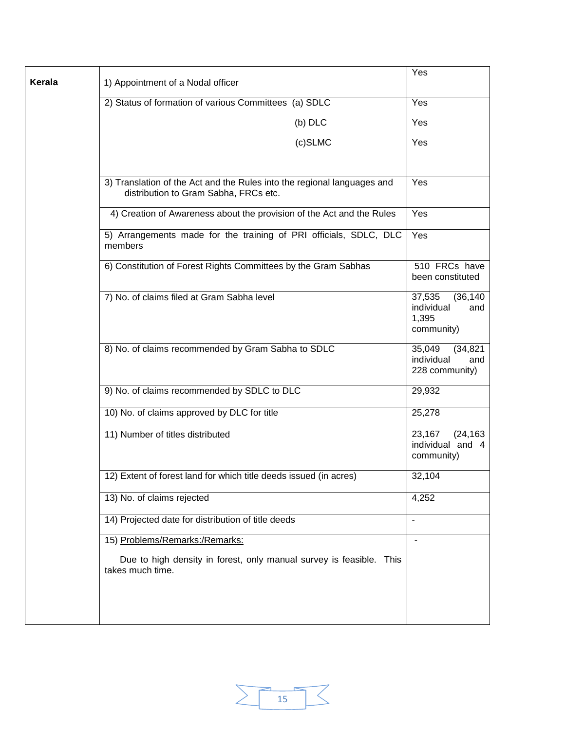| | | |
|---|---|---|
| **Kerala** | 1) Appointment of a Nodal officer | Yes |
| | 2) Status of formation of various Committees (a) SDLC<br>(b) DLC<br>(c)SLMC | Yes<br>Yes<br>Yes |
| | 3) Translation of the Act and the Rules into the regional languages and distribution to Gram Sabha, FRCs etc. | Yes |
| | 4) Creation of Awareness about the provision of the Act and the Rules | Yes |
| | 5) Arrangements made for the training of PRI officials, SDLC, DLC members | Yes |
| | 6) Constitution of Forest Rights Committees by the Gram Sabhas | 510 FRCs have been constituted |
| | 7) No. of claims filed at Gram Sabha level | 37,535 (36,140 individual and 1,395 community) |
| | 8) No. of claims recommended by Gram Sabha to SDLC | 35,049 (34,821 individual and 228 community) |
| | 9) No. of claims recommended by SDLC to DLC | 29,932 |
| | 10) No. of claims approved by DLC for title | 25,278 |
| | 11) Number of titles distributed | 23,167 (24,163 individual and 4 community) |
| | 12) Extent of forest land for which title deeds issued (in acres) | 32,104 |
| | 13) No. of claims rejected | 4,252 |
| | 14) Projected date for distribution of title deeds | - |
| | 15) Problems/Remarks:/Remarks:<br><br>Due to high density in forest, only manual survey is feasible. This takes much time. | - |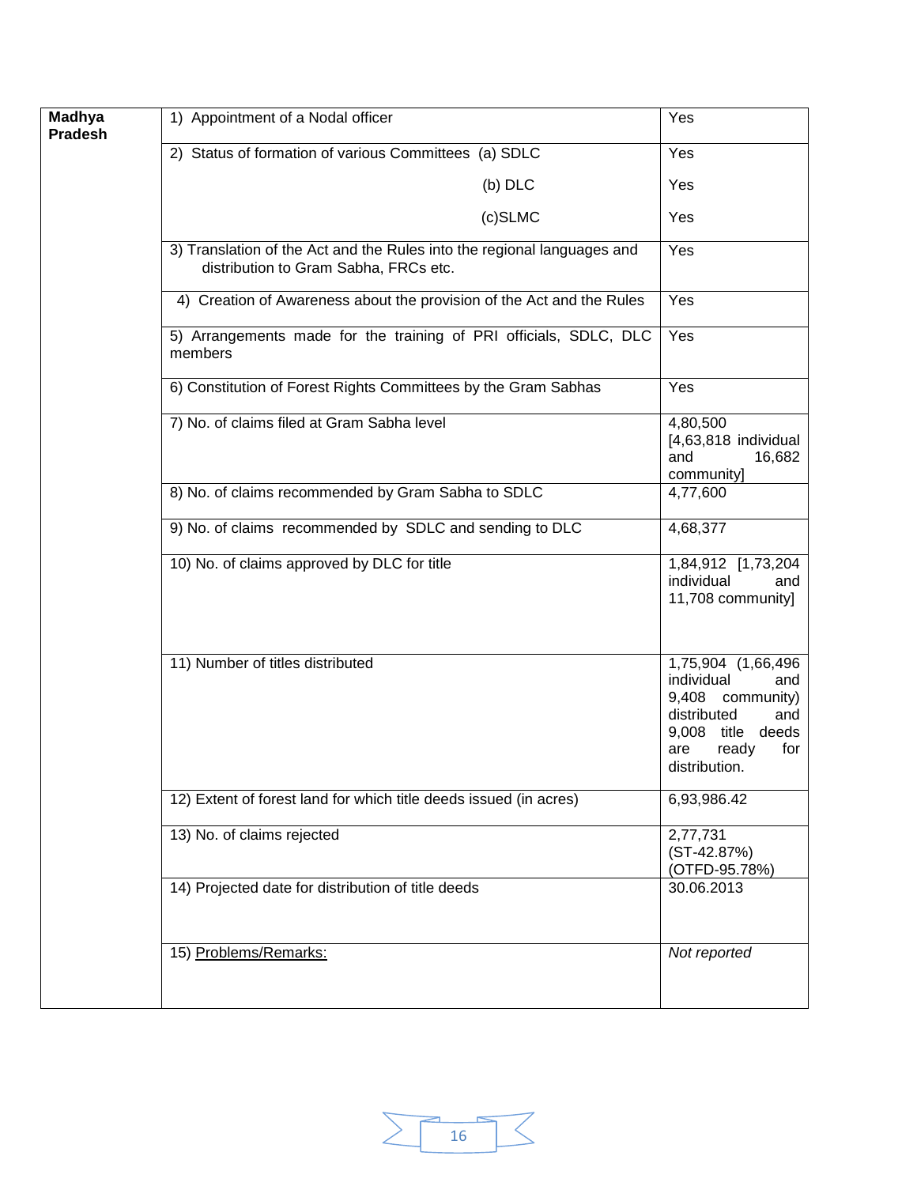| | | |
|---|---|---|
| **Madhya Pradesh** | 1) Appointment of a Nodal officer | Yes |
| | 2) Status of formation of various Committees (a) SDLC | Yes |
| | (b) DLC | Yes |
| | (c)SLMC | Yes |
| | 3) Translation of the Act and the Rules into the regional languages and distribution to Gram Sabha, FRCs etc. | Yes |
| | 4) Creation of Awareness about the provision of the Act and the Rules | Yes |
| | 5) Arrangements made for the training of PRI officials, SDLC, DLC members | Yes |
| | 6) Constitution of Forest Rights Committees by the Gram Sabhas | Yes |
| | 7) No. of claims filed at Gram Sabha level | 4,80,500 [4,63,818 individual and 16,682 community] |
| | 8) No. of claims recommended by Gram Sabha to SDLC | 4,77,600 |
| | 9) No. of claims recommended by SDLC and sending to DLC | 4,68,377 |
| | 10) No. of claims approved by DLC for title | 1,84,912 [1,73,204 individual and 11,708 community] |
| | 11) Number of titles distributed | 1,75,904 (1,66,496 individual and 9,408 community) distributed and 9,008 title deeds are ready for distribution. |
| | 12) Extent of forest land for which title deeds issued (in acres) | 6,93,986.42 |
| | 13) No. of claims rejected | 2,77,731 (ST-42.87%) (OTFD-95.78%) |
| | 14) Projected date for distribution of title deeds | 30.06.2013 |
| | 15) Problems/Remarks: | *Not reported* |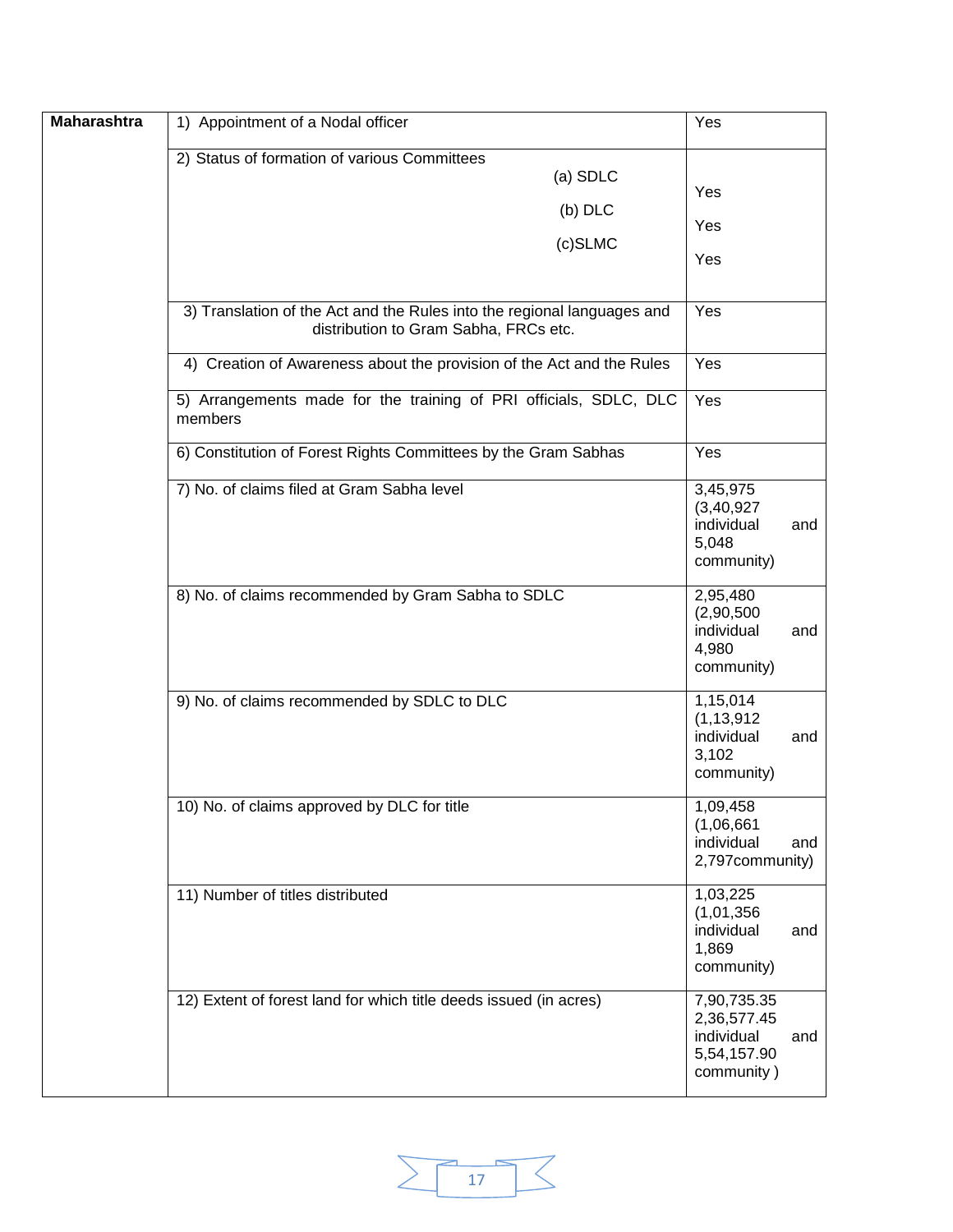| Maharashtra | 1) Appointment of a Nodal officer | Yes |
|---|---|---|
| | 2) Status of formation of various Committees<br>(a) SDLC<br>(b) DLC<br>(c)SLMC | <br>Yes<br>Yes<br>Yes |
| | 3) Translation of the Act and the Rules into the regional languages and distribution to Gram Sabha, FRCs etc. | Yes |
| | 4) Creation of Awareness about the provision of the Act and the Rules | Yes |
| | 5) Arrangements made for the training of PRI officials, SDLC, DLC members | Yes |
| | 6) Constitution of Forest Rights Committees by the Gram Sabhas | Yes |
| | 7) No. of claims filed at Gram Sabha level | 3,45,975 (3,40,927 individual and 5,048 community) |
| | 8) No. of claims recommended by Gram Sabha to SDLC | 2,95,480 (2,90,500 individual and 4,980 community) |
| | 9) No. of claims recommended by SDLC to DLC | 1,15,014 (1,13,912 individual and 3,102 community) |
| | 10) No. of claims approved by DLC for title | 1,09,458 (1,06,661 individual and 2,797community) |
| | 11) Number of titles distributed | 1,03,225 (1,01,356 individual and 1,869 community) |
| | 12) Extent of forest land for which title deeds issued (in acres) | 7,90,735.35 2,36,577.45 individual and 5,54,157.90 community ) |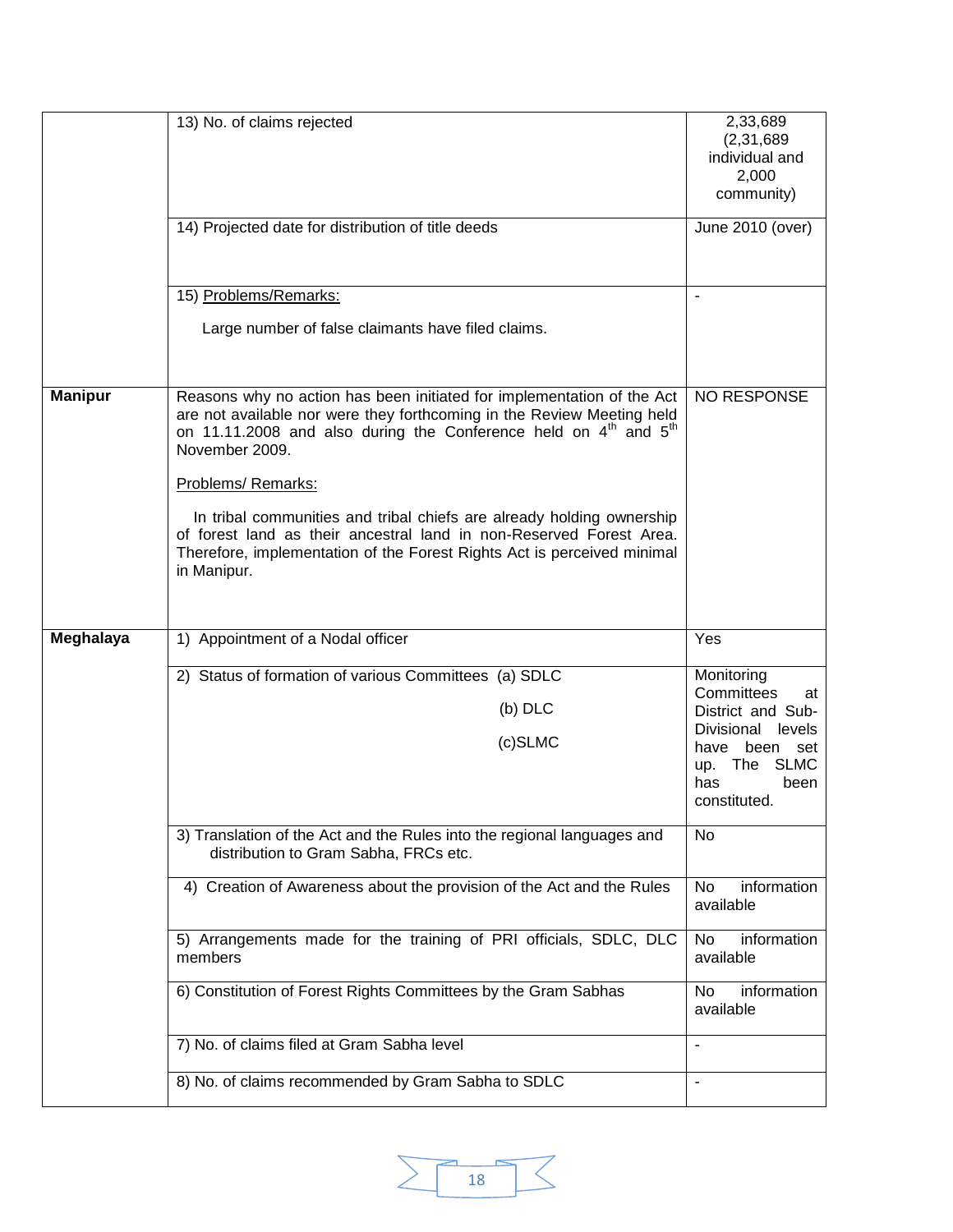| | | |
|---|---|---|
| | 13) No. of claims rejected | 2,33,689 (2,31,689 individual and 2,000 community) |
| | 14) Projected date for distribution of title deeds | June 2010 (over) |
| | 15) Problems/Remarks:<br><br>Large number of false claimants have filed claims. | - |
| **Manipur** | Reasons why no action has been initiated for implementation of the Act are not available nor were they forthcoming in the Review Meeting held on 11.11.2008 and also during the Conference held on 4th and 5th November 2009.<br><br>Problems/ Remarks:<br><br>In tribal communities and tribal chiefs are already holding ownership of forest land as their ancestral land in non-Reserved Forest Area. Therefore, implementation of the Forest Rights Act is perceived minimal in Manipur. | NO RESPONSE |
| **Meghalaya** | 1) Appointment of a Nodal officer | Yes |
| | 2) Status of formation of various Committees (a) SDLC<br>(b) DLC<br>(c)SLMC | Monitoring Committees at District and Sub-Divisional levels have been set up. The SLMC has been constituted. |
| | 3) Translation of the Act and the Rules into the regional languages and distribution to Gram Sabha, FRCs etc. | No |
| | 4) Creation of Awareness about the provision of the Act and the Rules | No information available |
| | 5) Arrangements made for the training of PRI officials, SDLC, DLC members | No information available |
| | 6) Constitution of Forest Rights Committees by the Gram Sabhas | No information available |
| | 7) No. of claims filed at Gram Sabha level | - |
| | 8) No. of claims recommended by Gram Sabha to SDLC | - |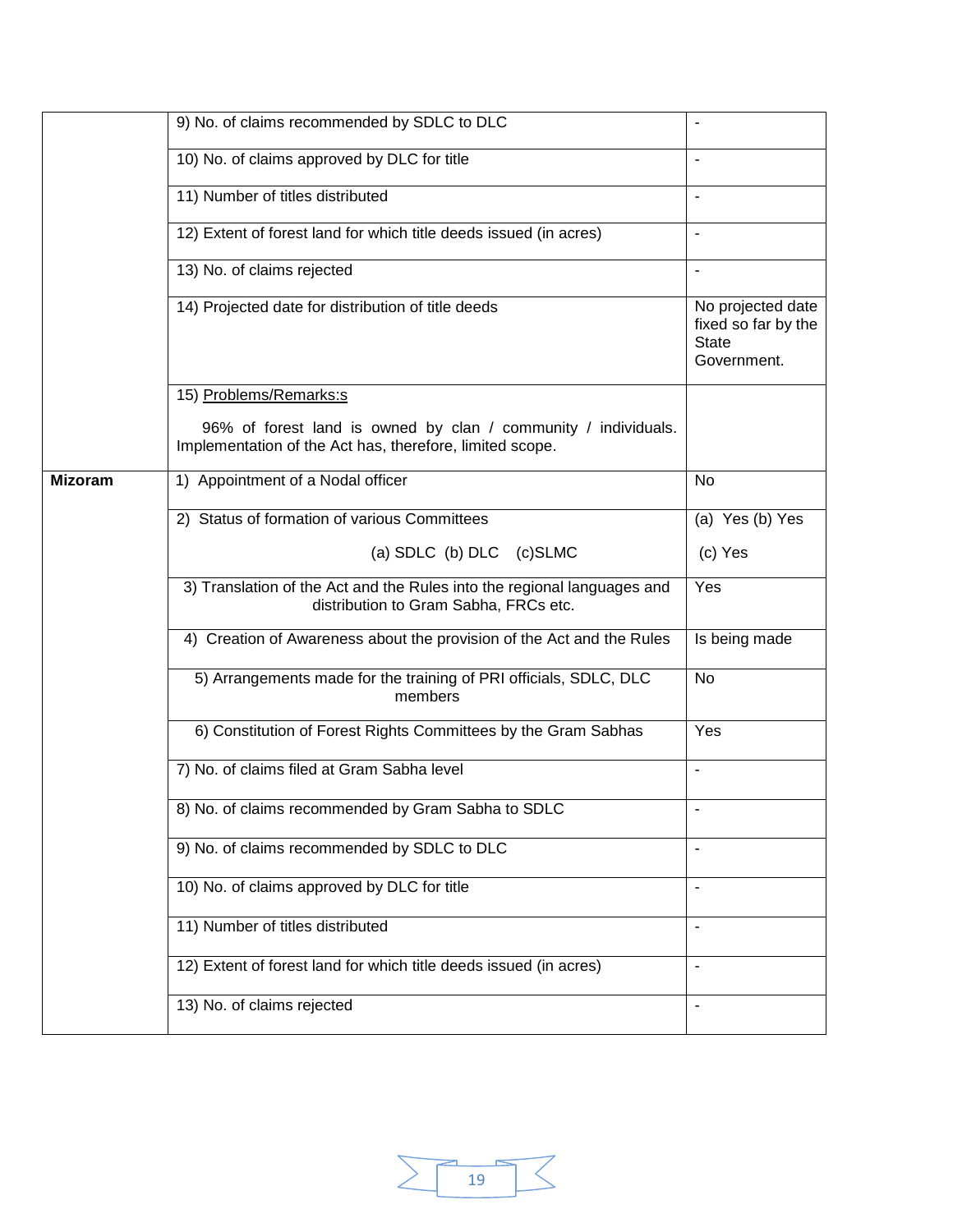| | | |
|---|---|---|
| | 9) No. of claims recommended by SDLC to DLC | - |
| | 10) No. of claims approved by DLC for title | - |
| | 11) Number of titles distributed | - |
| | 12) Extent of forest land for which title deeds issued (in acres) | - |
| | 13) No. of claims rejected | - |
| | 14) Projected date for distribution of title deeds | No projected date fixed so far by the State Government. |
| | 15) Problems/Remarks:s<br><br>96% of forest land is owned by clan / community / individuals. Implementation of the Act has, therefore, limited scope. | |
| **Mizoram** | 1) Appointment of a Nodal officer | No |
| | 2) Status of formation of various Committees<br><br>(a) SDLC (b) DLC (c)SLMC | (a) Yes (b) Yes<br><br>(c) Yes |
| | 3) Translation of the Act and the Rules into the regional languages and distribution to Gram Sabha, FRCs etc. | Yes |
| | 4) Creation of Awareness about the provision of the Act and the Rules | Is being made |
| | 5) Arrangements made for the training of PRI officials, SDLC, DLC members | No |
| | 6) Constitution of Forest Rights Committees by the Gram Sabhas | Yes |
| | 7) No. of claims filed at Gram Sabha level | - |
| | 8) No. of claims recommended by Gram Sabha to SDLC | - |
| | 9) No. of claims recommended by SDLC to DLC | - |
| | 10) No. of claims approved by DLC for title | - |
| | 11) Number of titles distributed | - |
| | 12) Extent of forest land for which title deeds issued (in acres) | - |
| | 13) No. of claims rejected | - |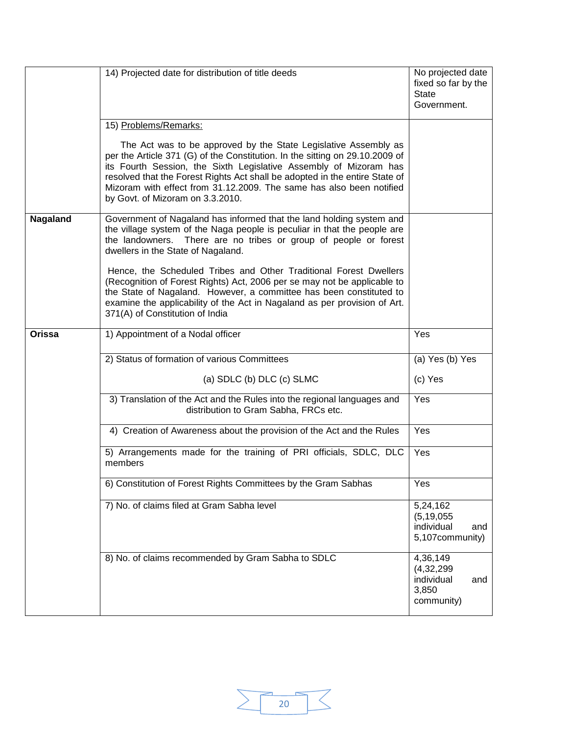|  |  |  |
|---|---|---|
|  | 14) Projected date for distribution of title deeds | No projected date fixed so far by the State Government. |
|  | 15) Problems/Remarks:<br><br>The Act was to be approved by the State Legislative Assembly as per the Article 371 (G) of the Constitution. In the sitting on 29.10.2009 of its Fourth Session, the Sixth Legislative Assembly of Mizoram has resolved that the Forest Rights Act shall be adopted in the entire State of Mizoram with effect from 31.12.2009. The same has also been notified by Govt. of Mizoram on 3.3.2010. |  |
| **Nagaland** | Government of Nagaland has informed that the land holding system and the village system of the Naga people is peculiar in that the people are the landowners. There are no tribes or group of people or forest dwellers in the State of Nagaland.<br><br>Hence, the Scheduled Tribes and Other Traditional Forest Dwellers (Recognition of Forest Rights) Act, 2006 per se may not be applicable to the State of Nagaland. However, a committee has been constituted to examine the applicability of the Act in Nagaland as per provision of Art. 371(A) of Constitution of India |  |
| **Orissa** | 1) Appointment of a Nodal officer | Yes |
|  | 2) Status of formation of various Committees<br><br>(a) SDLC (b) DLC (c) SLMC | (a) Yes (b) Yes<br><br>(c) Yes |
|  | 3) Translation of the Act and the Rules into the regional languages and distribution to Gram Sabha, FRCs etc. | Yes |
|  | 4) Creation of Awareness about the provision of the Act and the Rules | Yes |
|  | 5) Arrangements made for the training of PRI officials, SDLC, DLC members | Yes |
|  | 6) Constitution of Forest Rights Committees by the Gram Sabhas | Yes |
|  | 7) No. of claims filed at Gram Sabha level | 5,24,162 (5,19,055 individual and 5,107community) |
|  | 8) No. of claims recommended by Gram Sabha to SDLC | 4,36,149 (4,32,299 individual and 3,850 community) |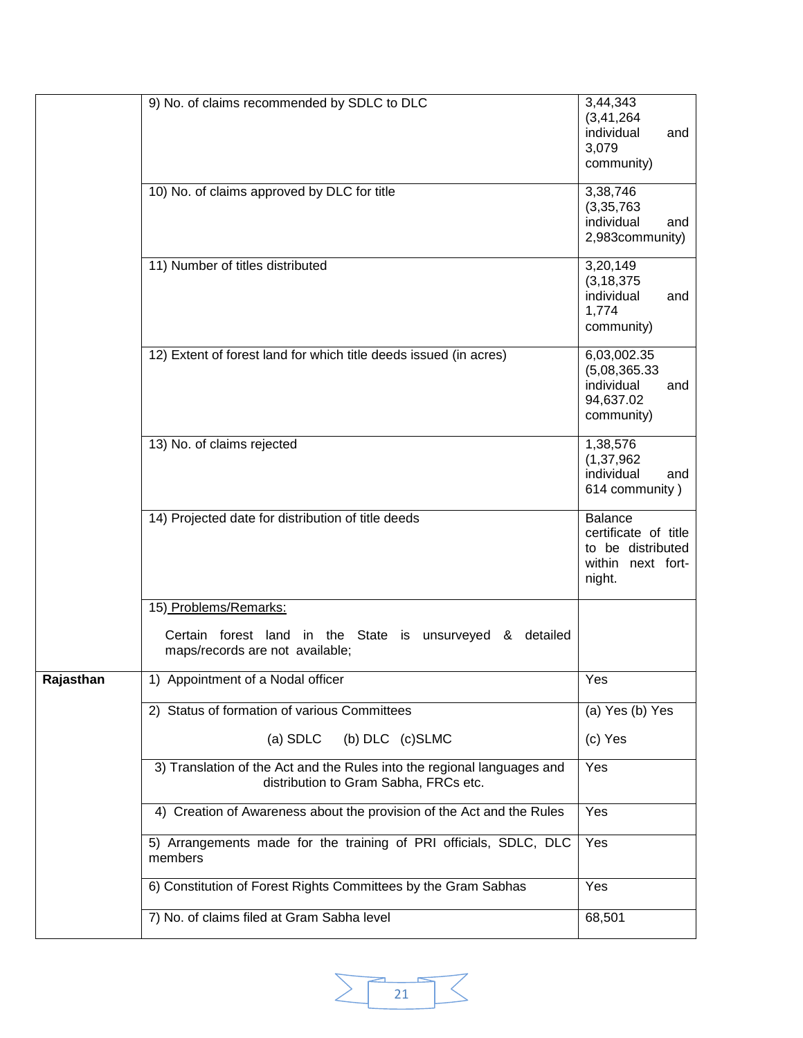| | | |
|---|---|---|
| | 9) No. of claims recommended by SDLC to DLC | 3,44,343 (3,41,264 individual and 3,079 community) |
| | 10) No. of claims approved by DLC for title | 3,38,746 (3,35,763 individual and 2,983community) |
| | 11) Number of titles distributed | 3,20,149 (3,18,375 individual and 1,774 community) |
| | 12) Extent of forest land for which title deeds issued (in acres) | 6,03,002.35 (5,08,365.33 individual and 94,637.02 community) |
| | 13) No. of claims rejected | 1,38,576 (1,37,962 individual and 614 community ) |
| | 14) Projected date for distribution of title deeds | Balance certificate of title to be distributed within next fort-night. |
| | 15) Problems/Remarks:<br><br>Certain forest land in the State is unsurveyed & detailed maps/records are not available; | |
| **Rajasthan** | 1) Appointment of a Nodal officer | Yes |
| | 2) Status of formation of various Committees<br><br>(a) SDLC (b) DLC (c)SLMC | (a) Yes (b) Yes<br><br>(c) Yes |
| | 3) Translation of the Act and the Rules into the regional languages and distribution to Gram Sabha, FRCs etc. | Yes |
| | 4) Creation of Awareness about the provision of the Act and the Rules | Yes |
| | 5) Arrangements made for the training of PRI officials, SDLC, DLC members | Yes |
| | 6) Constitution of Forest Rights Committees by the Gram Sabhas | Yes |
| | 7) No. of claims filed at Gram Sabha level | 68,501 |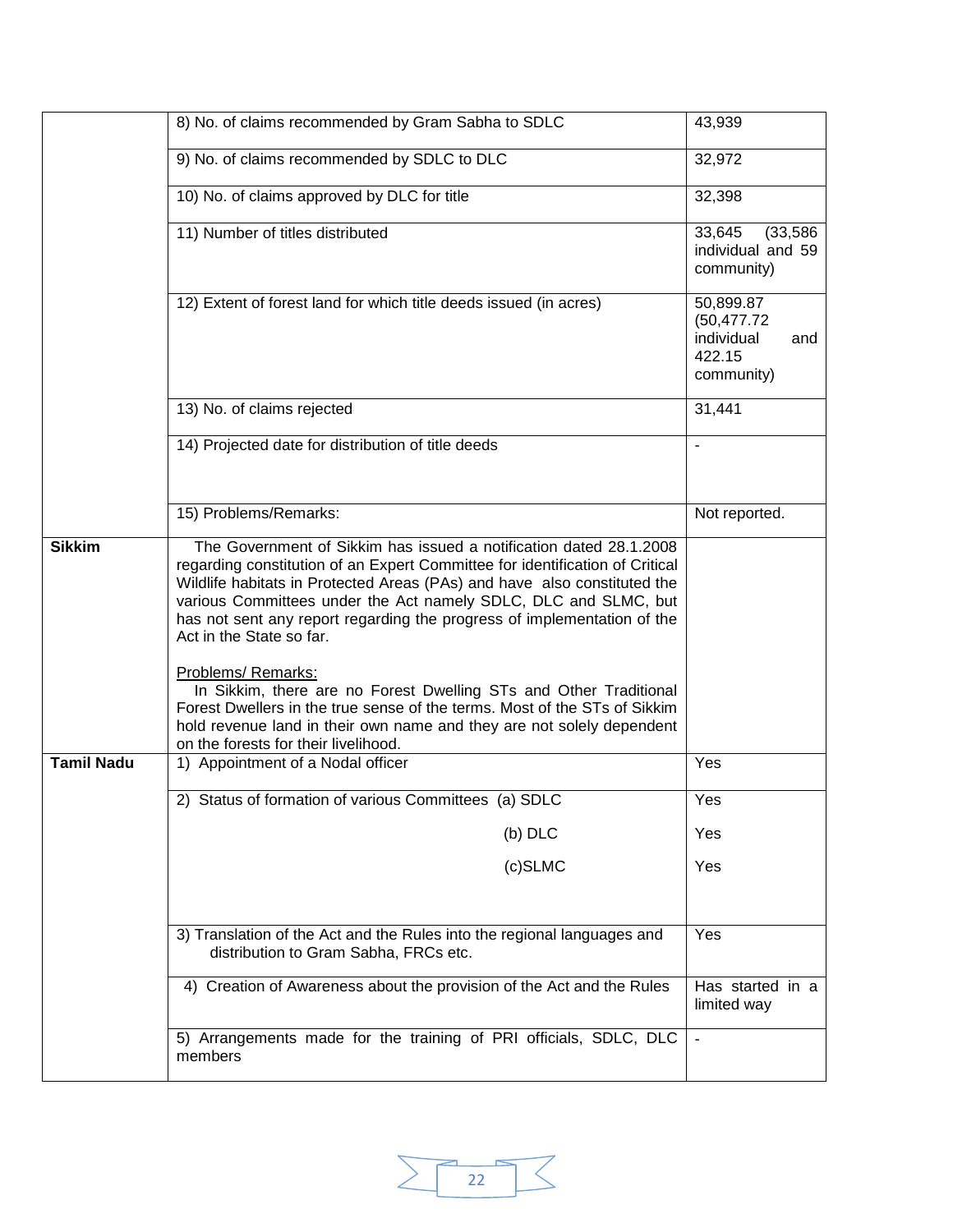| | | |
|---|---|---|
| | 8) No. of claims recommended by Gram Sabha to SDLC | 43,939 |
| | 9) No. of claims recommended by SDLC to DLC | 32,972 |
| | 10) No. of claims approved by DLC for title | 32,398 |
| | 11) Number of titles distributed | 33,645 (33,586 individual and 59 community) |
| | 12) Extent of forest land for which title deeds issued (in acres) | 50,899.87 (50,477.72 individual and 422.15 community) |
| | 13) No. of claims rejected | 31,441 |
| | 14) Projected date for distribution of title deeds | - |
| | 15) Problems/Remarks: | Not reported. |
| **Sikkim** | The Government of Sikkim has issued a notification dated 28.1.2008 regarding constitution of an Expert Committee for identification of Critical Wildlife habitats in Protected Areas (PAs) and have also constituted the various Committees under the Act namely SDLC, DLC and SLMC, but has not sent any report regarding the progress of implementation of the Act in the State so far.<br><br>Problems/ Remarks:<br>In Sikkim, there are no Forest Dwelling STs and Other Traditional Forest Dwellers in the true sense of the terms. Most of the STs of Sikkim hold revenue land in their own name and they are not solely dependent on the forests for their livelihood. | |
| **Tamil Nadu** | 1) Appointment of a Nodal officer | Yes |
| | 2) Status of formation of various Committees (a) SDLC<br>(b) DLC<br>(c)SLMC | Yes<br>Yes<br>Yes |
| | 3) Translation of the Act and the Rules into the regional languages and distribution to Gram Sabha, FRCs etc. | Yes |
| | 4) Creation of Awareness about the provision of the Act and the Rules | Has started in a limited way |
| | 5) Arrangements made for the training of PRI officials, SDLC, DLC members | - |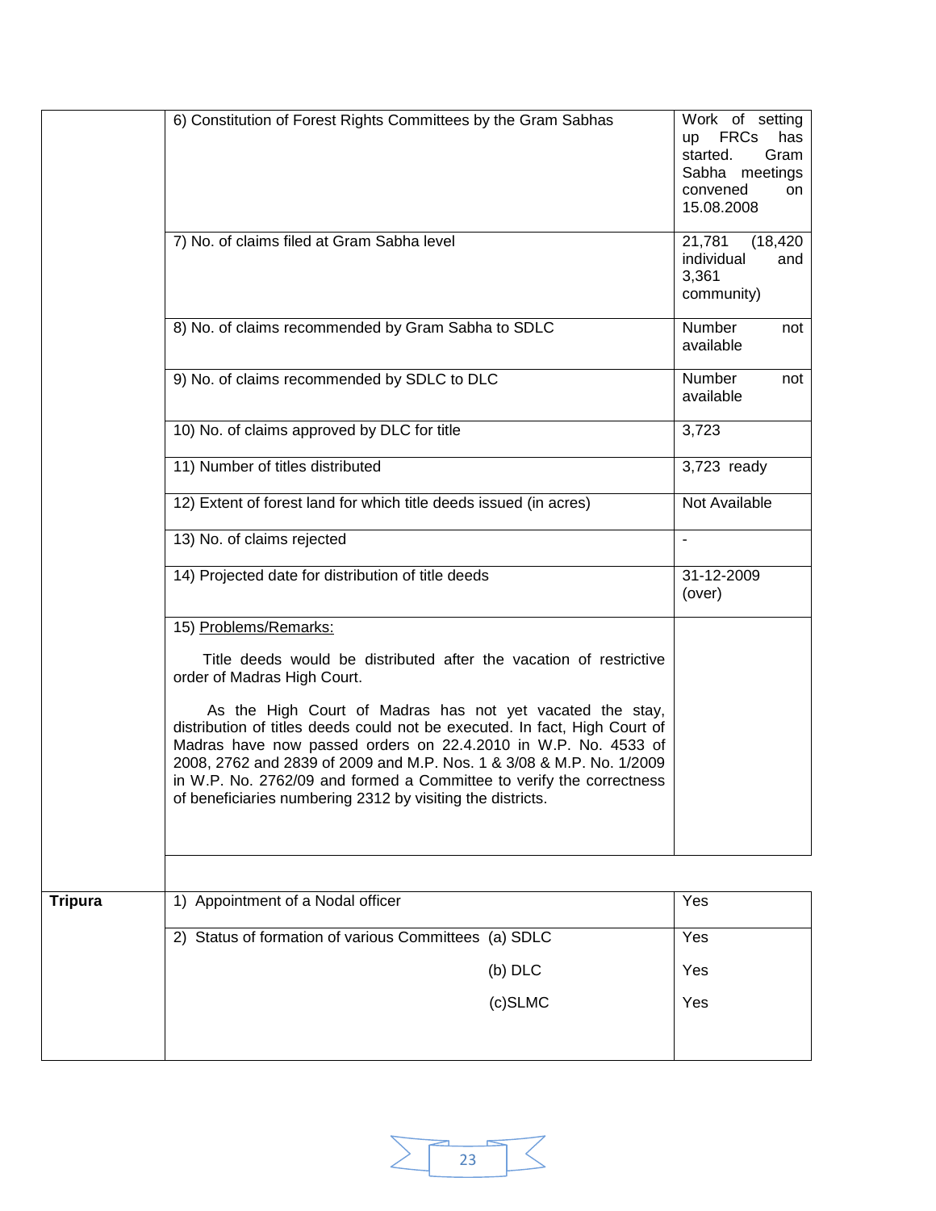| | | |
|---|---|---|
| | 6) Constitution of Forest Rights Committees by the Gram Sabhas | Work of setting up FRCs has started. Gram Sabha meetings convened on 15.08.2008 |
| | 7) No. of claims filed at Gram Sabha level | 21,781 (18,420 individual and 3,361 community) |
| | 8) No. of claims recommended by Gram Sabha to SDLC | Number not available |
| | 9) No. of claims recommended by SDLC to DLC | Number not available |
| | 10) No. of claims approved by DLC for title | 3,723 |
| | 11) Number of titles distributed | 3,723 ready |
| | 12) Extent of forest land for which title deeds issued (in acres) | Not Available |
| | 13) No. of claims rejected | - |
| | 14) Projected date for distribution of title deeds | 31-12-2009 (over) |
| | 15) Problems/Remarks:<br><br>Title deeds would be distributed after the vacation of restrictive order of Madras High Court.<br><br>As the High Court of Madras has not yet vacated the stay, distribution of titles deeds could not be executed. In fact, High Court of Madras have now passed orders on 22.4.2010 in W.P. No. 4533 of 2008, 2762 and 2839 of 2009 and M.P. Nos. 1 & 3/08 & M.P. No. 1/2009 in W.P. No. 2762/09 and formed a Committee to verify the correctness of beneficiaries numbering 2312 by visiting the districts. | |
| | | |
| **Tripura** | 1) Appointment of a Nodal officer | Yes |
| | 2) Status of formation of various Committees (a) SDLC | Yes |
| | (b) DLC | Yes |
| | (c)SLMC | Yes |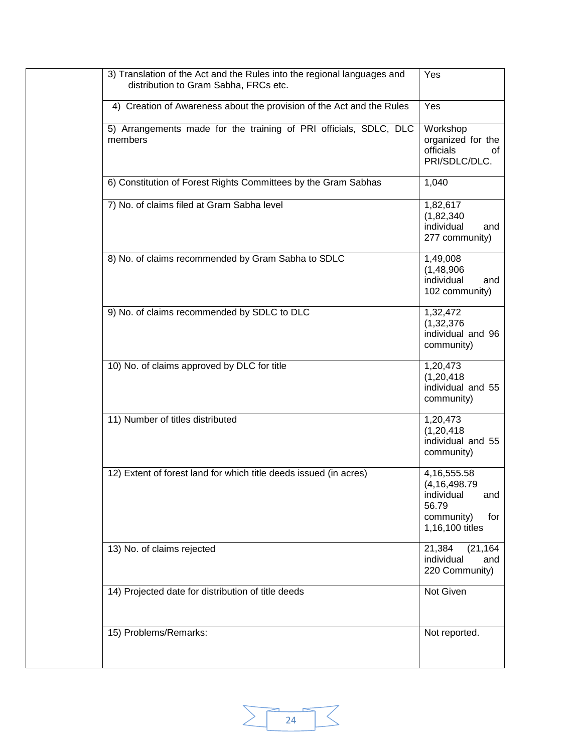| | | |
|---|---|---|
| | 3) Translation of the Act and the Rules into the regional languages and distribution to Gram Sabha, FRCs etc. | Yes |
| | 4) Creation of Awareness about the provision of the Act and the Rules | Yes |
| | 5) Arrangements made for the training of PRI officials, SDLC, DLC members | Workshop organized for the officials of PRI/SDLC/DLC. |
| | 6) Constitution of Forest Rights Committees by the Gram Sabhas | 1,040 |
| | 7) No. of claims filed at Gram Sabha level | 1,82,617 (1,82,340 individual and 277 community) |
| | 8) No. of claims recommended by Gram Sabha to SDLC | 1,49,008 (1,48,906 individual and 102 community) |
| | 9) No. of claims recommended by SDLC to DLC | 1,32,472 (1,32,376 individual and 96 community) |
| | 10) No. of claims approved by DLC for title | 1,20,473 (1,20,418 individual and 55 community) |
| | 11) Number of titles distributed | 1,20,473 (1,20,418 individual and 55 community) |
| | 12) Extent of forest land for which title deeds issued (in acres) | 4,16,555.58 (4,16,498.79 individual and 56.79 community) for 1,16,100 titles |
| | 13) No. of claims rejected | 21,384 (21,164 individual and 220 Community) |
| | 14) Projected date for distribution of title deeds | Not Given |
| | 15) Problems/Remarks: | Not reported. |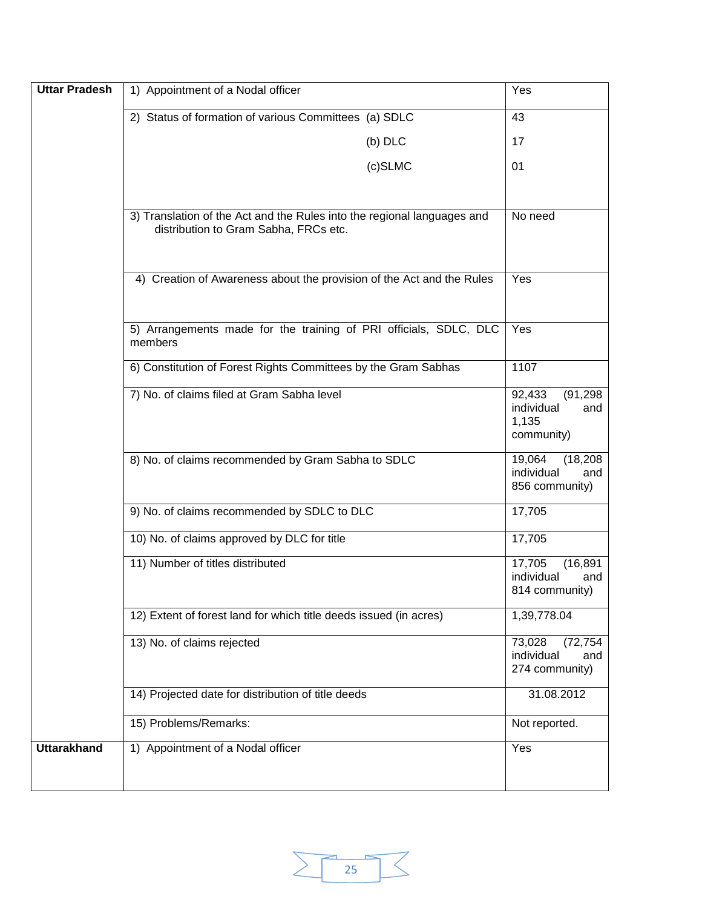| | | |
|---|---|---|
| **Uttar Pradesh** | 1) Appointment of a Nodal officer | Yes |
| | 2) Status of formation of various Committees (a) SDLC<br>(b) DLC<br>(c)SLMC | 43<br>17<br>01 |
| | 3) Translation of the Act and the Rules into the regional languages and distribution to Gram Sabha, FRCs etc. | No need |
| | 4) Creation of Awareness about the provision of the Act and the Rules | Yes |
| | 5) Arrangements made for the training of PRI officials, SDLC, DLC members | Yes |
| | 6) Constitution of Forest Rights Committees by the Gram Sabhas | 1107 |
| | 7) No. of claims filed at Gram Sabha level | 92,433 (91,298 individual and 1,135 community) |
| | 8) No. of claims recommended by Gram Sabha to SDLC | 19,064 (18,208 individual and 856 community) |
| | 9) No. of claims recommended by SDLC to DLC | 17,705 |
| | 10) No. of claims approved by DLC for title | 17,705 |
| | 11) Number of titles distributed | 17,705 (16,891 individual and 814 community) |
| | 12) Extent of forest land for which title deeds issued (in acres) | 1,39,778.04 |
| | 13) No. of claims rejected | 73,028 (72,754 individual and 274 community) |
| | 14) Projected date for distribution of title deeds | 31.08.2012 |
| | 15) Problems/Remarks: | Not reported. |
| **Uttarakhand** | 1) Appointment of a Nodal officer | Yes |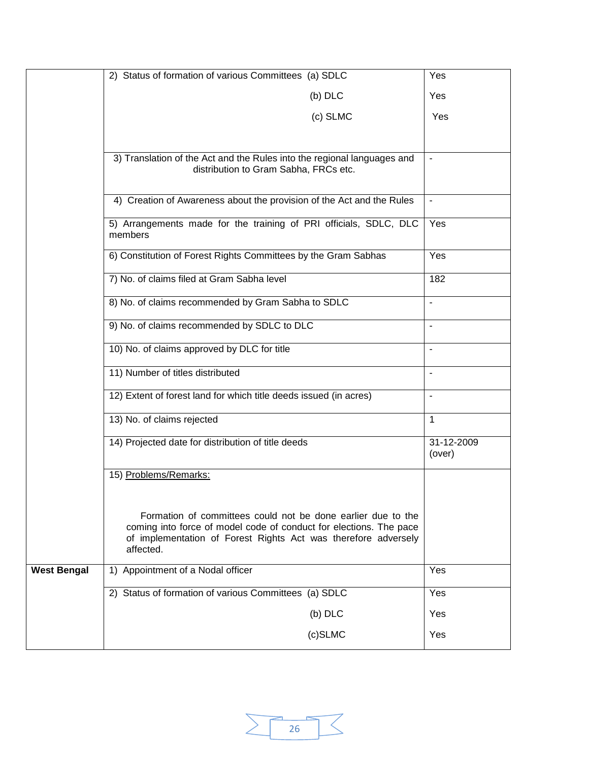| | | |
|---|---|---|
| | 2) Status of formation of various Committees (a) SDLC | Yes |
| | (b) DLC | Yes |
| | (c) SLMC | Yes |
| | 3) Translation of the Act and the Rules into the regional languages and distribution to Gram Sabha, FRCs etc. | - |
| | 4) Creation of Awareness about the provision of the Act and the Rules | - |
| | 5) Arrangements made for the training of PRI officials, SDLC, DLC members | Yes |
| | 6) Constitution of Forest Rights Committees by the Gram Sabhas | Yes |
| | 7) No. of claims filed at Gram Sabha level | 182 |
| | 8) No. of claims recommended by Gram Sabha to SDLC | - |
| | 9) No. of claims recommended by SDLC to DLC | - |
| | 10) No. of claims approved by DLC for title | - |
| | 11) Number of titles distributed | - |
| | 12) Extent of forest land for which title deeds issued (in acres) | - |
| | 13) No. of claims rejected | 1 |
| | 14) Projected date for distribution of title deeds | 31-12-2009 (over) |
| | 15) Problems/Remarks: Formation of committees could not be done earlier due to the coming into force of model code of conduct for elections. The pace of implementation of Forest Rights Act was therefore adversely affected. | |
| **West Bengal** | 1) Appointment of a Nodal officer | Yes |
| | 2) Status of formation of various Committees (a) SDLC | Yes |
| | (b) DLC | Yes |
| | (c)SLMC | Yes |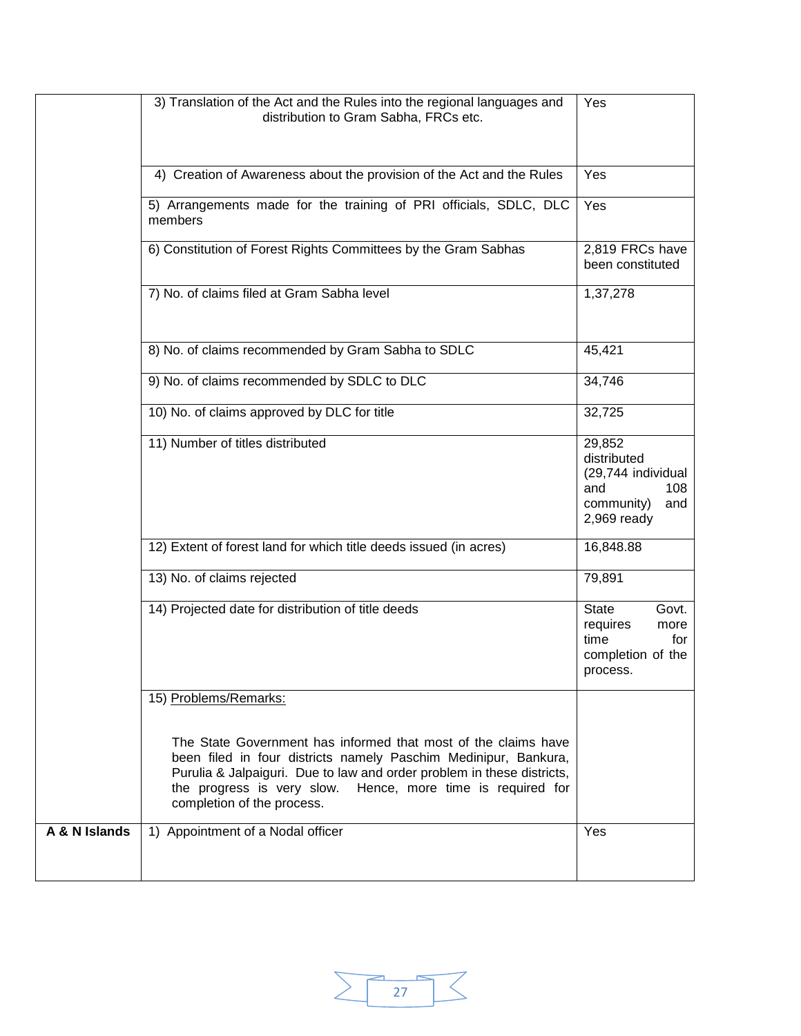| | | |
|---|---|---|
| | 3) Translation of the Act and the Rules into the regional languages and distribution to Gram Sabha, FRCs etc. | Yes |
| | 4) Creation of Awareness about the provision of the Act and the Rules | Yes |
| | 5) Arrangements made for the training of PRI officials, SDLC, DLC members | Yes |
| | 6) Constitution of Forest Rights Committees by the Gram Sabhas | 2,819 FRCs have been constituted |
| | 7) No. of claims filed at Gram Sabha level | 1,37,278 |
| | 8) No. of claims recommended by Gram Sabha to SDLC | 45,421 |
| | 9) No. of claims recommended by SDLC to DLC | 34,746 |
| | 10) No. of claims approved by DLC for title | 32,725 |
| | 11) Number of titles distributed | 29,852 distributed (29,744 individual and 108 community) and 2,969 ready |
| | 12) Extent of forest land for which title deeds issued (in acres) | 16,848.88 |
| | 13) No. of claims rejected | 79,891 |
| | 14) Projected date for distribution of title deeds | State Govt. requires more time for completion of the process. |
| | 15) Problems/Remarks: The State Government has informed that most of the claims have been filed in four districts namely Paschim Medinipur, Bankura, Purulia & Jalpaiguri. Due to law and order problem in these districts, the progress is very slow. Hence, more time is required for completion of the process. | |
| **A & N Islands** | 1) Appointment of a Nodal officer | Yes |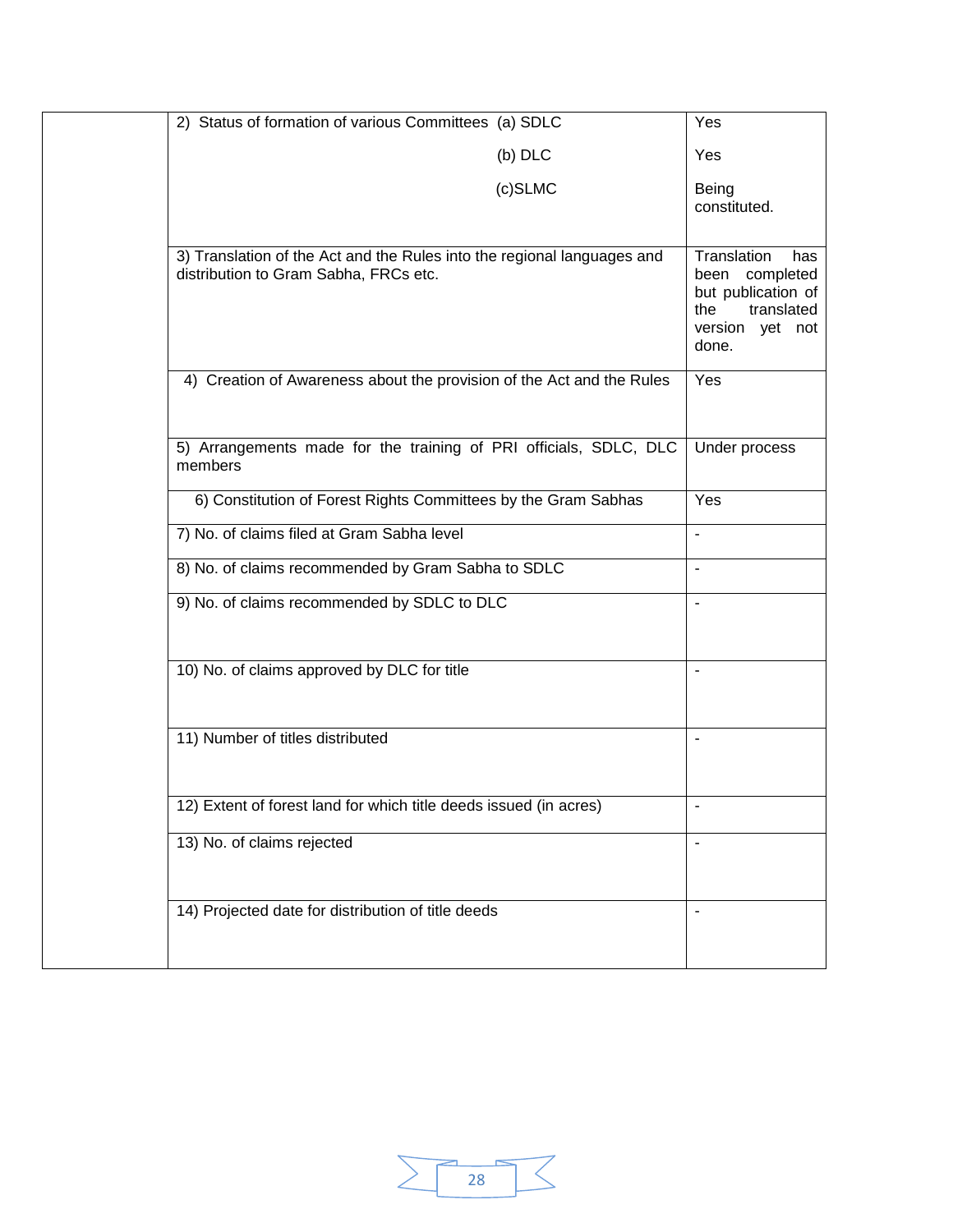| | | |
|---|---|---|
| | 2) Status of formation of various Committees (a) SDLC | Yes |
| | (b) DLC | Yes |
| | (c)SLMC | Being constituted. |
| | 3) Translation of the Act and the Rules into the regional languages and distribution to Gram Sabha, FRCs etc. | Translation has been completed but publication of the translated version yet not done. |
| | 4) Creation of Awareness about the provision of the Act and the Rules | Yes |
| | 5) Arrangements made for the training of PRI officials, SDLC, DLC members | Under process |
| | 6) Constitution of Forest Rights Committees by the Gram Sabhas | Yes |
| | 7) No. of claims filed at Gram Sabha level | - |
| | 8) No. of claims recommended by Gram Sabha to SDLC | - |
| | 9) No. of claims recommended by SDLC to DLC | - |
| | 10) No. of claims approved by DLC for title | - |
| | 11) Number of titles distributed | - |
| | 12) Extent of forest land for which title deeds issued (in acres) | - |
| | 13) No. of claims rejected | - |
| | 14) Projected date for distribution of title deeds | - |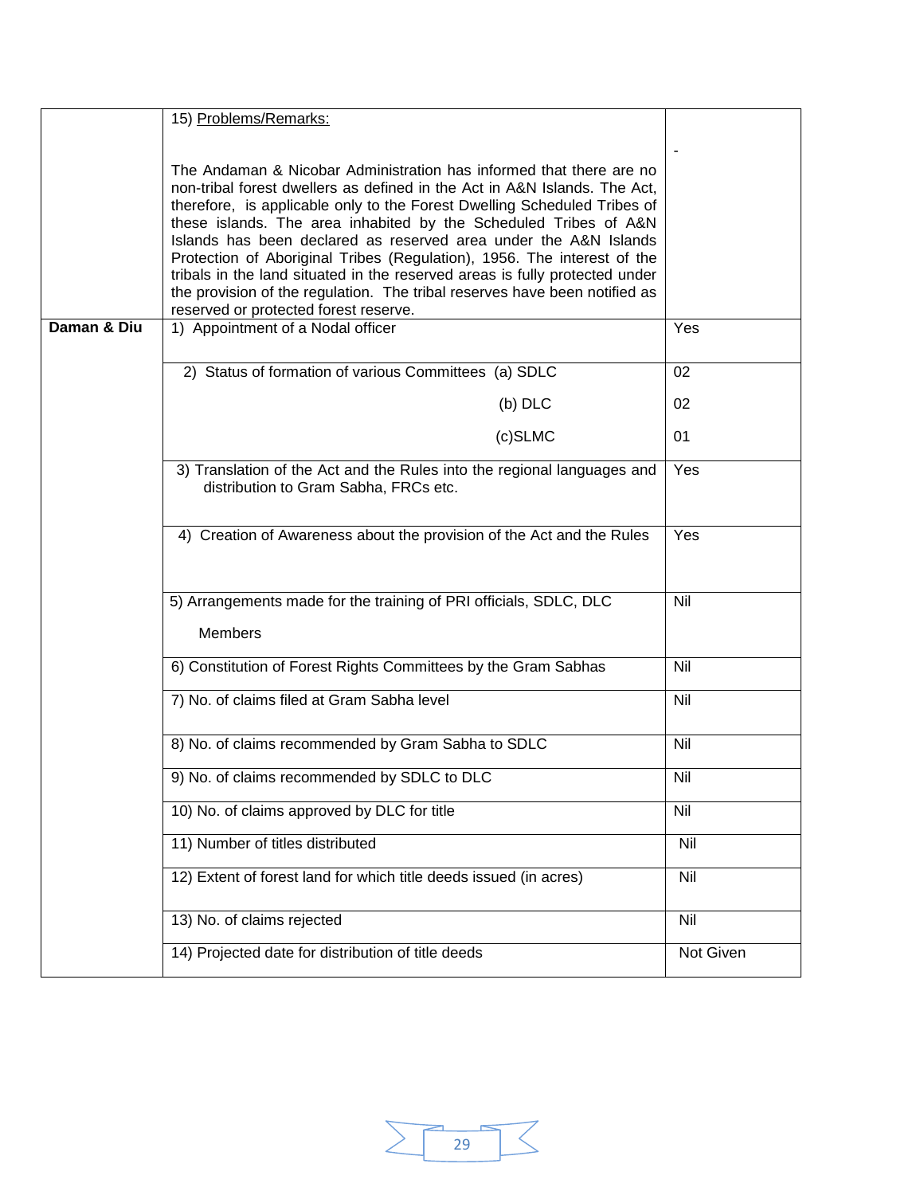| | | |
|---|---|---|
| | 15) Problems/Remarks:<br><br>The Andaman & Nicobar Administration has informed that there are no non-tribal forest dwellers as defined in the Act in A&N Islands. The Act, therefore, is applicable only to the Forest Dwelling Scheduled Tribes of these islands. The area inhabited by the Scheduled Tribes of A&N Islands has been declared as reserved area under the A&N Islands Protection of Aboriginal Tribes (Regulation), 1956. The interest of the tribals in the land situated in the reserved areas is fully protected under the provision of the regulation. The tribal reserves have been notified as reserved or protected forest reserve. | - |
| **Daman & Diu** | 1) Appointment of a Nodal officer | Yes |
| | 2) Status of formation of various Committees (a) SDLC<br>(b) DLC<br>(c)SLMC | 02<br>02<br>01 |
| | 3) Translation of the Act and the Rules into the regional languages and distribution to Gram Sabha, FRCs etc. | Yes |
| | 4) Creation of Awareness about the provision of the Act and the Rules | Yes |
| | 5) Arrangements made for the training of PRI officials, SDLC, DLC Members | Nil |
| | 6) Constitution of Forest Rights Committees by the Gram Sabhas | Nil |
| | 7) No. of claims filed at Gram Sabha level | Nil |
| | 8) No. of claims recommended by Gram Sabha to SDLC | Nil |
| | 9) No. of claims recommended by SDLC to DLC | Nil |
| | 10) No. of claims approved by DLC for title | Nil |
| | 11) Number of titles distributed | Nil |
| | 12) Extent of forest land for which title deeds issued (in acres) | Nil |
| | 13) No. of claims rejected | Nil |
| | 14) Projected date for distribution of title deeds | Not Given |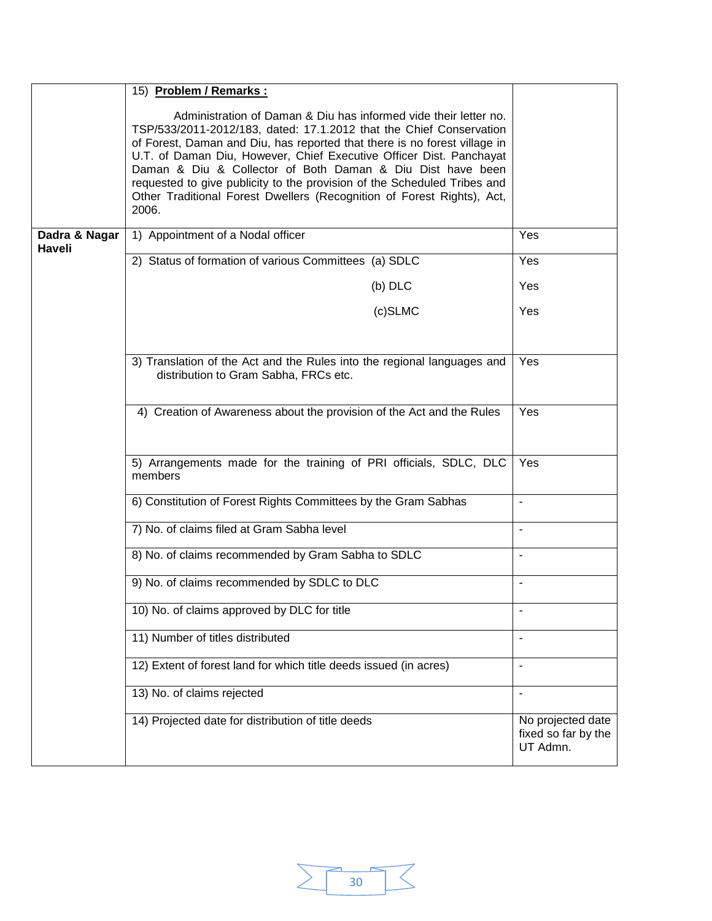| | | |
|---|---|---|
| | 15) **Problem / Remarks :**<br><br>Administration of Daman & Diu has informed vide their letter no. TSP/533/2011-2012/183, dated: 17.1.2012 that the Chief Conservation of Forest, Daman and Diu, has reported that there is no forest village in U.T. of Daman Diu, However, Chief Executive Officer Dist. Panchayat Daman & Diu & Collector of Both Daman & Diu Dist have been requested to give publicity to the provision of the Scheduled Tribes and Other Traditional Forest Dwellers (Recognition of Forest Rights), Act, 2006. | |
| **Dadra & Nagar Haveli** | 1) Appointment of a Nodal officer | Yes |
| | 2) Status of formation of various Committees (a) SDLC | Yes |
| | (b) DLC | Yes |
| | (c)SLMC | Yes |
| | 3) Translation of the Act and the Rules into the regional languages and distribution to Gram Sabha, FRCs etc. | Yes |
| | 4) Creation of Awareness about the provision of the Act and the Rules | Yes |
| | 5) Arrangements made for the training of PRI officials, SDLC, DLC members | Yes |
| | 6) Constitution of Forest Rights Committees by the Gram Sabhas | - |
| | 7) No. of claims filed at Gram Sabha level | - |
| | 8) No. of claims recommended by Gram Sabha to SDLC | - |
| | 9) No. of claims recommended by SDLC to DLC | - |
| | 10) No. of claims approved by DLC for title | - |
| | 11) Number of titles distributed | - |
| | 12) Extent of forest land for which title deeds issued (in acres) | - |
| | 13) No. of claims rejected | - |
| | 14) Projected date for distribution of title deeds | No projected date fixed so far by the UT Admn. |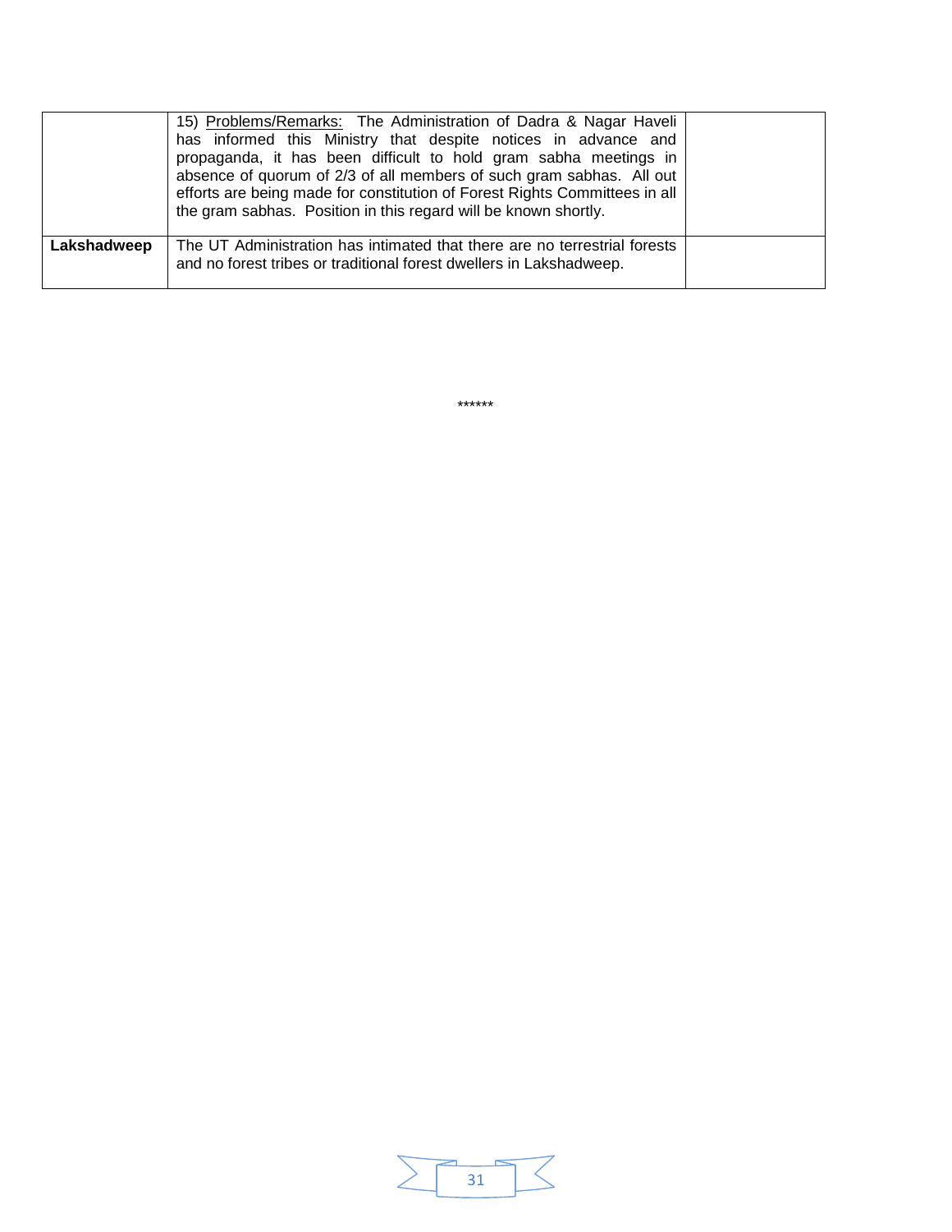| | | |
|---|---|---|
| | 15) Problems/Remarks: The Administration of Dadra & Nagar Haveli has informed this Ministry that despite notices in advance and propaganda, it has been difficult to hold gram sabha meetings in absence of quorum of 2/3 of all members of such gram sabhas. All out efforts are being made for constitution of Forest Rights Committees in all the gram sabhas. Position in this regard will be known shortly. | |
| **Lakshadweep** | The UT Administration has intimated that there are no terrestrial forests and no forest tribes or traditional forest dwellers in Lakshadweep. | |

******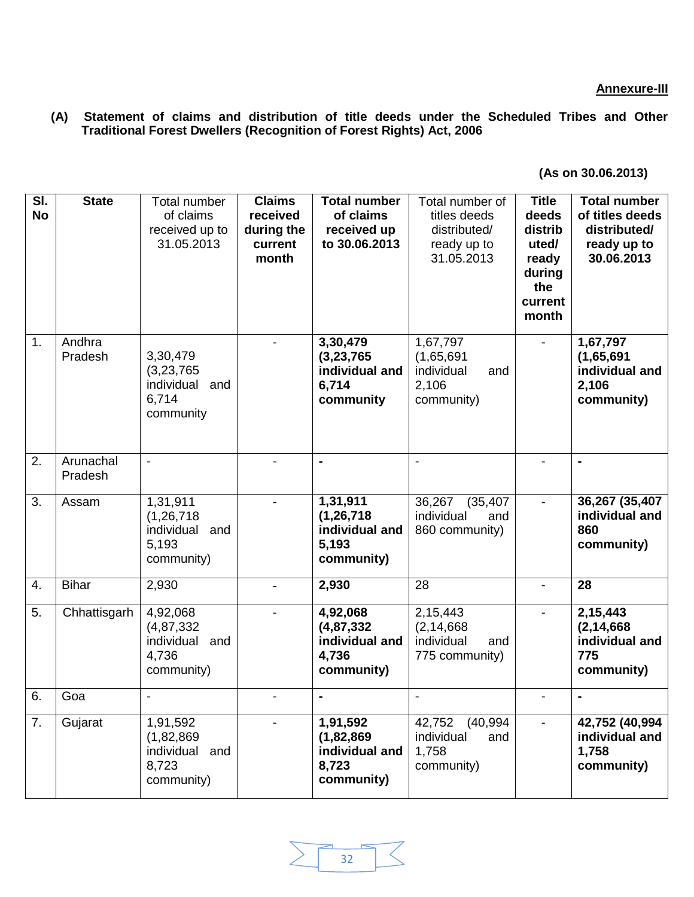**Annexure-III**

**(A) Statement of claims and distribution of title deeds under the Scheduled Tribes and Other Traditional Forest Dwellers (Recognition of Forest Rights) Act, 2006**

**(As on 30.06.2013)**

| Sl. No | State | Total number of claims received up to 31.05.2013 | Claims received during the current month | Total number of claims received up to 30.06.2013 | Total number of titles deeds distributed/ ready up to 31.05.2013 | Title deeds distributed/ ready during the current month | Total number of titles deeds distributed/ ready up to 30.06.2013 |
|---|---|---|---|---|---|---|---|
| 1. | Andhra Pradesh | 3,30,479 (3,23,765 individual and 6,714 community | - | **3,30,479 (3,23,765 individual and 6,714 community** | 1,67,797 (1,65,691 individual and 2,106 community) | - | **1,67,797 (1,65,691 individual and 2,106 community)** |
| 2. | Arunachal Pradesh | - | - | **-** | - | - | **-** |
| 3. | Assam | 1,31,911 (1,26,718 individual and 5,193 community) | - | **1,31,911 (1,26,718 individual and 5,193 community)** | 36,267 (35,407 individual and 860 community) | - | **36,267 (35,407 individual and 860 community)** |
| 4. | Bihar | 2,930 | **-** | **2,930** | 28 | - | **28** |
| 5. | Chhattisgarh | 4,92,068 (4,87,332 individual and 4,736 community) | - | **4,92,068 (4,87,332 individual and 4,736 community)** | 2,15,443 (2,14,668 individual and 775 community) | - | **2,15,443 (2,14,668 individual and 775 community)** |
| 6. | Goa | - | - | **-** | - | - | **-** |
| 7. | Gujarat | 1,91,592 (1,82,869 individual and 8,723 community) | - | **1,91,592 (1,82,869 individual and 8,723 community)** | 42,752 (40,994 individual and 1,758 community) | - | **42,752 (40,994 individual and 1,758 community)** |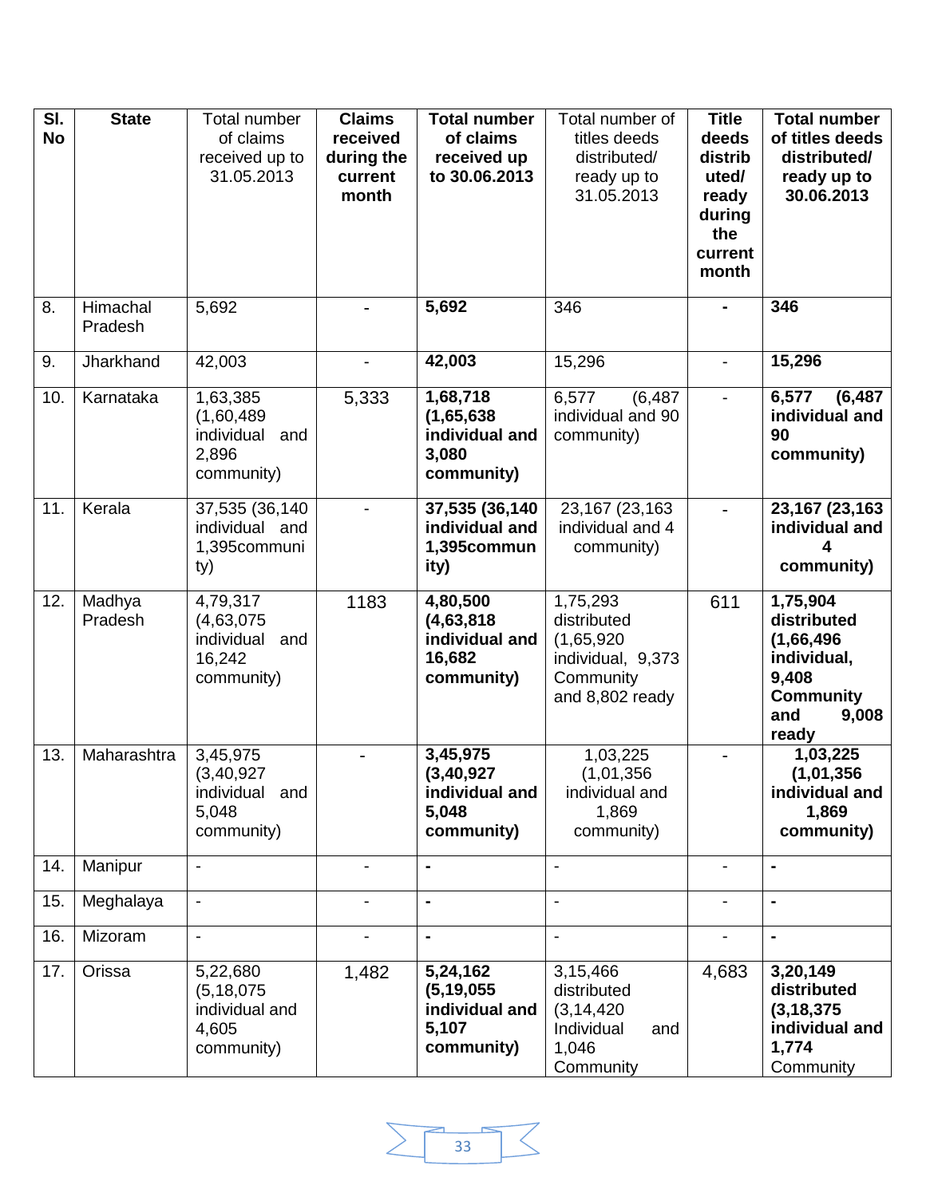| Sl. No | State | Total number of claims received up to 31.05.2013 | **Claims received during the current month** | **Total number of claims received up to 30.06.2013** | Total number of titles deeds distributed/ ready up to 31.05.2013 | **Title deeds distributed/ ready during the current month** | **Total number of titles deeds distributed/ ready up to 30.06.2013** |
|---|---|---|---|---|---|---|---|
| 8. | Himachal Pradesh | 5,692 | - | **5,692** | 346 | **-** | **346** |
| 9. | Jharkhand | 42,003 | - | **42,003** | 15,296 | - | **15,296** |
| 10. | Karnataka | 1,63,385 (1,60,489 individual and 2,896 community) | 5,333 | **1,68,718 (1,65,638 individual and 3,080 community)** | 6,577 (6,487 individual and 90 community) | - | **6,577 (6,487 individual and 90 community)** |
| 11. | Kerala | 37,535 (36,140 individual and 1,395community) | - | **37,535 (36,140 individual and 1,395community)** | 23,167 (23,163 individual and 4 community) | - | **23,167 (23,163 individual and 4 community)** |
| 12. | Madhya Pradesh | 4,79,317 (4,63,075 individual and 16,242 community) | 1183 | **4,80,500 (4,63,818 individual and 16,682 community)** | 1,75,293 distributed (1,65,920 individual, 9,373 Community and 8,802 ready | 611 | **1,75,904 distributed (1,66,496 individual, 9,408 Community and 9,008 ready** |
| 13. | Maharashtra | 3,45,975 (3,40,927 individual and 5,048 community) | - | **3,45,975 (3,40,927 individual and 5,048 community)** | 1,03,225 (1,01,356 individual and 1,869 community) | - | **1,03,225 (1,01,356 individual and 1,869 community)** |
| 14. | Manipur | - | - | **-** | - | - | **-** |
| 15. | Meghalaya | - | - | **-** | - | - | **-** |
| 16. | Mizoram | - | - | **-** | - | - | **-** |
| 17. | Orissa | 5,22,680 (5,18,075 individual and 4,605 community) | 1,482 | **5,24,162 (5,19,055 individual and 5,107 community)** | 3,15,466 distributed (3,14,420 Individual and 1,046 Community | 4,683 | **3,20,149 distributed (3,18,375 individual and 1,774** Community |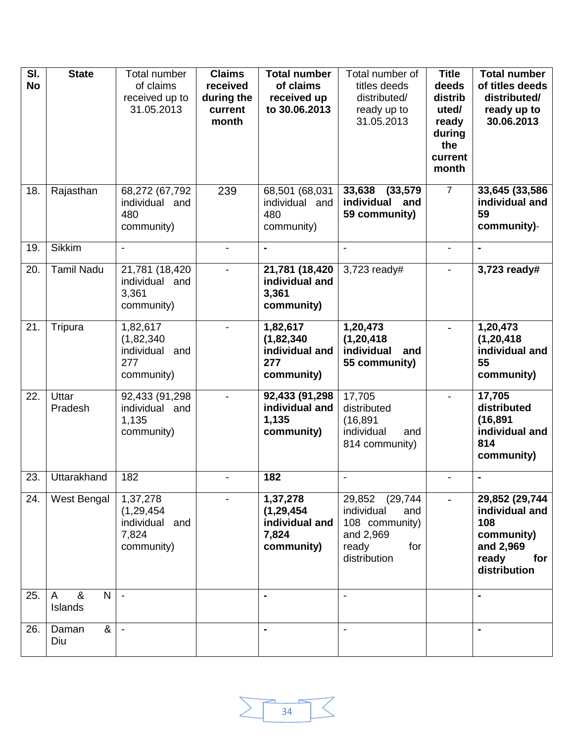| Sl. No | State | Total number of claims received up to 31.05.2013 | **Claims received during the current month** | **Total number of claims received up to 30.06.2013** | Total number of titles deeds distributed/ ready up to 31.05.2013 | **Title deeds distributed/ ready during the current month** | **Total number of titles deeds distributed/ ready up to 30.06.2013** |
|---|---|---|---|---|---|---|---|
| 18. | Rajasthan | 68,272 (67,792 individual and 480 community) | 239 | 68,501 (68,031 individual and 480 community) | **33,638 (33,579 individual and 59 community)** | 7 | **33,645 (33,586 individual and 59 community)**- |
| 19. | Sikkim | - | - | **-** | - | - | **-** |
| 20. | Tamil Nadu | 21,781 (18,420 individual and 3,361 community) | - | **21,781 (18,420 individual and 3,361 community)** | 3,723 ready# | - | **3,723 ready#** |
| 21. | Tripura | 1,82,617 (1,82,340 individual and 277 community) | - | **1,82,617 (1,82,340 individual and 277 community)** | **1,20,473 (1,20,418 individual and 55 community)** | - | **1,20,473 (1,20,418 individual and 55 community)** |
| 22. | Uttar Pradesh | 92,433 (91,298 individual and 1,135 community) | - | **92,433 (91,298 individual and 1,135 community)** | 17,705 distributed (16,891 individual and 814 community) | - | **17,705 distributed (16,891 individual and 814 community)** |
| 23. | Uttarakhand | 182 | - | **182** | - | - | **-** |
| 24. | West Bengal | 1,37,278 (1,29,454 individual and 7,824 community) | - | **1,37,278 (1,29,454 individual and 7,824 community)** | 29,852 (29,744 individual and 108 community) and 2,969 ready for distribution | - | **29,852 (29,744 individual and 108 community) and 2,969 ready for distribution** |
| 25. | A & N Islands | - | | **-** | - | | **-** |
| 26. | Daman & Diu | - | | **-** | - | | **-** |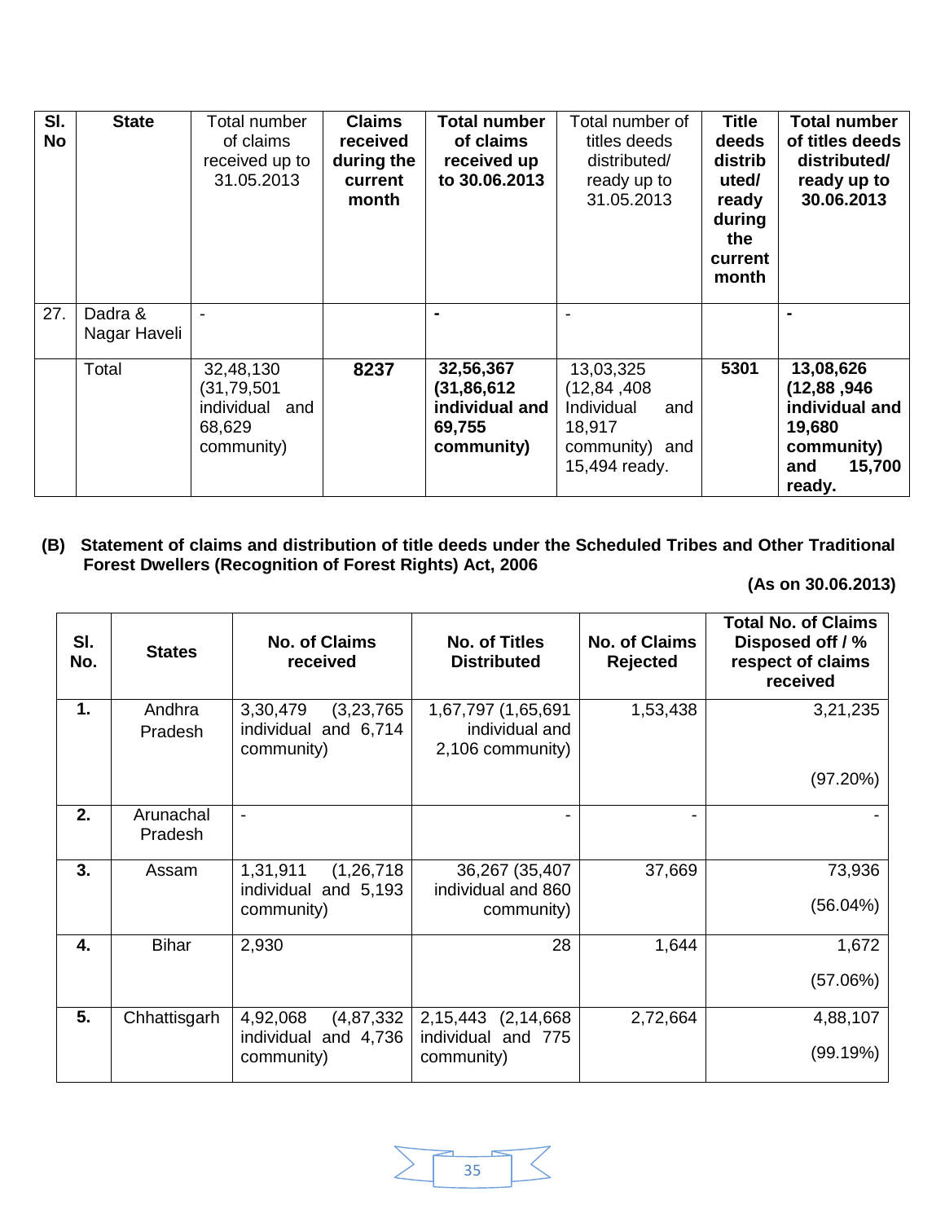| Sl. No | State | Total number of claims received up to 31.05.2013 | **Claims received during the current month** | **Total number of claims received up to 30.06.2013** | Total number of titles deeds distributed/ ready up to 31.05.2013 | **Title deeds distributed/ ready during the current month** | **Total number of titles deeds distributed/ ready up to 30.06.2013** |
|---|---|---|---|---|---|---|---|
| 27. | Dadra & Nagar Haveli | - | | **-** | - | | **-** |
| | Total | 32,48,130 (31,79,501 individual and 68,629 community) | **8237** | **32,56,367 (31,86,612 individual and 69,755 community)** | 13,03,325 (12,84 ,408 Individual and 18,917 community) and 15,494 ready. | **5301** | **13,08,626 (12,88 ,946 individual and 19,680 community) and 15,700 ready.** |

**(B) Statement of claims and distribution of title deeds under the Scheduled Tribes and Other Traditional Forest Dwellers (Recognition of Forest Rights) Act, 2006**

**(As on 30.06.2013)**

| Sl. No. | States | No. of Claims received | No. of Titles Distributed | No. of Claims Rejected | Total No. of Claims Disposed off / % respect of claims received |
|---|---|---|---|---|---|
| **1.** | Andhra Pradesh | 3,30,479 (3,23,765 individual and 6,714 community) | 1,67,797 (1,65,691 individual and 2,106 community) | 1,53,438 | 3,21,235 (97.20%) |
| **2.** | Arunachal Pradesh | - | - | - | - |
| **3.** | Assam | 1,31,911 (1,26,718 individual and 5,193 community) | 36,267 (35,407 individual and 860 community) | 37,669 | 73,936 (56.04%) |
| **4.** | Bihar | 2,930 | 28 | 1,644 | 1,672 (57.06%) |
| **5.** | Chhattisgarh | 4,92,068 (4,87,332 individual and 4,736 community) | 2,15,443 (2,14,668 individual and 775 community) | 2,72,664 | 4,88,107 (99.19%) |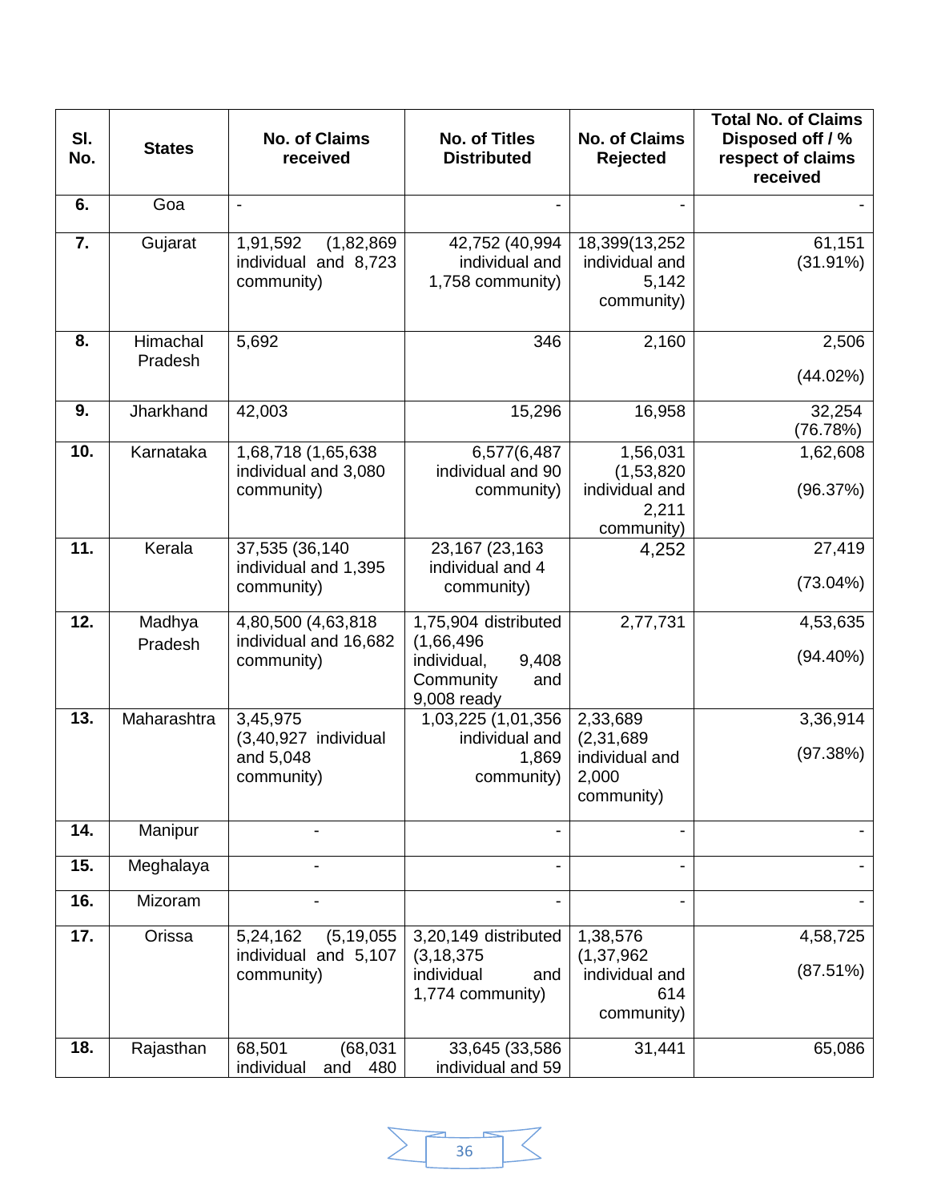| Sl. No. | States | No. of Claims received | No. of Titles Distributed | No. of Claims Rejected | Total No. of Claims Disposed off / % respect of claims received |
|---|---|---|---|---|---|
| 6. | Goa | - | - | - | - |
| 7. | Gujarat | 1,91,592 (1,82,869 individual and 8,723 community) | 42,752 (40,994 individual and 1,758 community) | 18,399(13,252 individual and 5,142 community) | 61,151 (31.91%) |
| 8. | Himachal Pradesh | 5,692 | 346 | 2,160 | 2,506 (44.02%) |
| 9. | Jharkhand | 42,003 | 15,296 | 16,958 | 32,254 (76.78%) |
| 10. | Karnataka | 1,68,718 (1,65,638 individual and 3,080 community) | 6,577(6,487 individual and 90 community) | 1,56,031 (1,53,820 individual and 2,211 community) | 1,62,608 (96.37%) |
| 11. | Kerala | 37,535 (36,140 individual and 1,395 community) | 23,167 (23,163 individual and 4 community) | 4,252 | 27,419 (73.04%) |
| 12. | Madhya Pradesh | 4,80,500 (4,63,818 individual and 16,682 community) | 1,75,904 distributed (1,66,496 individual, 9,408 Community and 9,008 ready | 2,77,731 | 4,53,635 (94.40%) |
| 13. | Maharashtra | 3,45,975 (3,40,927 individual and 5,048 community) | 1,03,225 (1,01,356 individual and 1,869 community) | 2,33,689 (2,31,689 individual and 2,000 community) | 3,36,914 (97.38%) |
| 14. | Manipur | - | - | - | - |
| 15. | Meghalaya | - | - | - | - |
| 16. | Mizoram | - | - | - | - |
| 17. | Orissa | 5,24,162 (5,19,055 individual and 5,107 community) | 3,20,149 distributed (3,18,375 individual and 1,774 community) | 1,38,576 (1,37,962 individual and 614 community) | 4,58,725 (87.51%) |
| 18. | Rajasthan | 68,501 (68,031 individual and 480 | 33,645 (33,586 individual and 59 | 31,441 | 65,086 |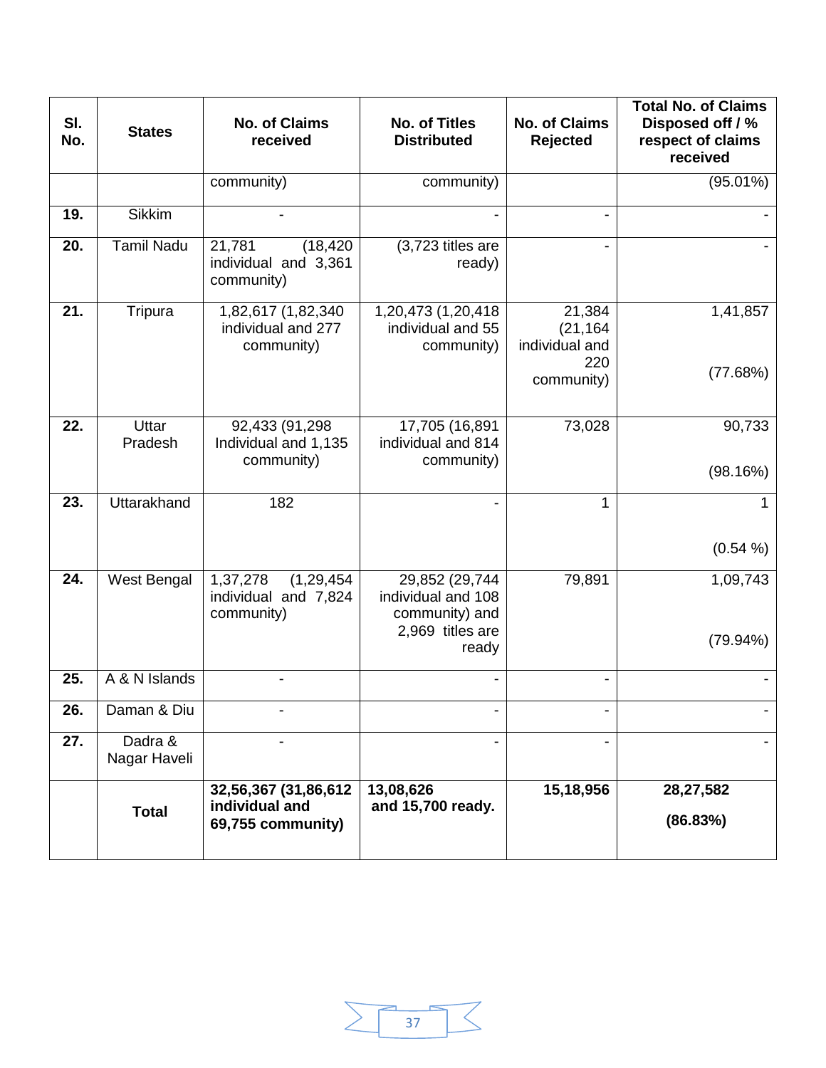| Sl. No. | States | No. of Claims received | No. of Titles Distributed | No. of Claims Rejected | Total No. of Claims Disposed off / % respect of claims received |
|---|---|---|---|---|---|
| | | community) | community) | | (95.01%) |
| 19. | Sikkim | - | - | - | - |
| 20. | Tamil Nadu | 21,781 (18,420 individual and 3,361 community) | (3,723 titles are ready) | - | - |
| 21. | Tripura | 1,82,617 (1,82,340 individual and 277 community) | 1,20,473 (1,20,418 individual and 55 community) | 21,384 (21,164 individual and 220 community) | 1,41,857 (77.68%) |
| 22. | Uttar Pradesh | 92,433 (91,298 Individual and 1,135 community) | 17,705 (16,891 individual and 814 community) | 73,028 | 90,733 (98.16%) |
| 23. | Uttarakhand | 182 | - | 1 | 1 (0.54 %) |
| 24. | West Bengal | 1,37,278 (1,29,454 individual and 7,824 community) | 29,852 (29,744 individual and 108 community) and 2,969 titles are ready | 79,891 | 1,09,743 (79.94%) |
| 25. | A & N Islands | - | - | - | - |
| 26. | Daman & Diu | - | - | - | - |
| 27. | Dadra & Nagar Haveli | - | - | - | - |
| | **Total** | **32,56,367 (31,86,612 individual and 69,755 community)** | **13,08,626 and 15,700 ready.** | **15,18,956** | **28,27,582 (86.83%)** |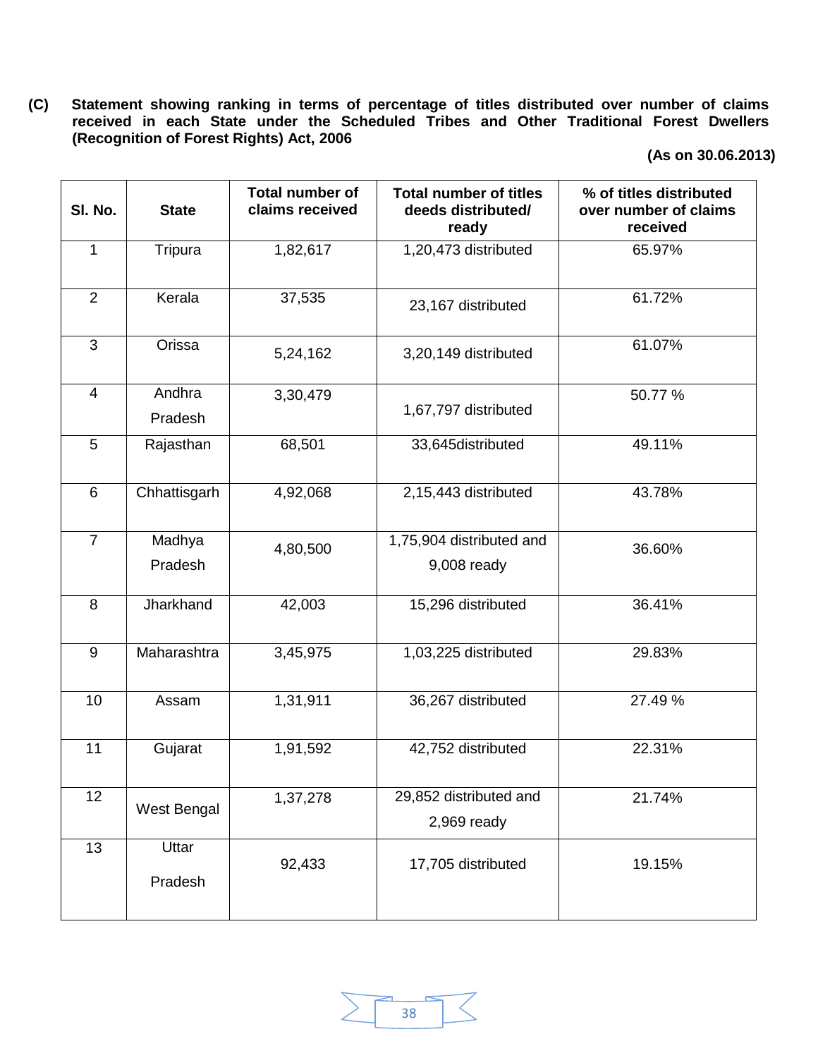**(C) Statement showing ranking in terms of percentage of titles distributed over number of claims received in each State under the Scheduled Tribes and Other Traditional Forest Dwellers (Recognition of Forest Rights) Act, 2006**

**(As on 30.06.2013)**

| Sl. No. | State | Total number of claims received | Total number of titles deeds distributed/ ready | % of titles distributed over number of claims received |
|---|---|---|---|---|
| 1 | Tripura | 1,82,617 | 1,20,473 distributed | 65.97% |
| 2 | Kerala | 37,535 | 23,167 distributed | 61.72% |
| 3 | Orissa | 5,24,162 | 3,20,149 distributed | 61.07% |
| 4 | Andhra Pradesh | 3,30,479 | 1,67,797 distributed | 50.77 % |
| 5 | Rajasthan | 68,501 | 33,645distributed | 49.11% |
| 6 | Chhattisgarh | 4,92,068 | 2,15,443 distributed | 43.78% |
| 7 | Madhya Pradesh | 4,80,500 | 1,75,904 distributed and 9,008 ready | 36.60% |
| 8 | Jharkhand | 42,003 | 15,296 distributed | 36.41% |
| 9 | Maharashtra | 3,45,975 | 1,03,225 distributed | 29.83% |
| 10 | Assam | 1,31,911 | 36,267 distributed | 27.49 % |
| 11 | Gujarat | 1,91,592 | 42,752 distributed | 22.31% |
| 12 | West Bengal | 1,37,278 | 29,852 distributed and 2,969 ready | 21.74% |
| 13 | Uttar Pradesh | 92,433 | 17,705 distributed | 19.15% |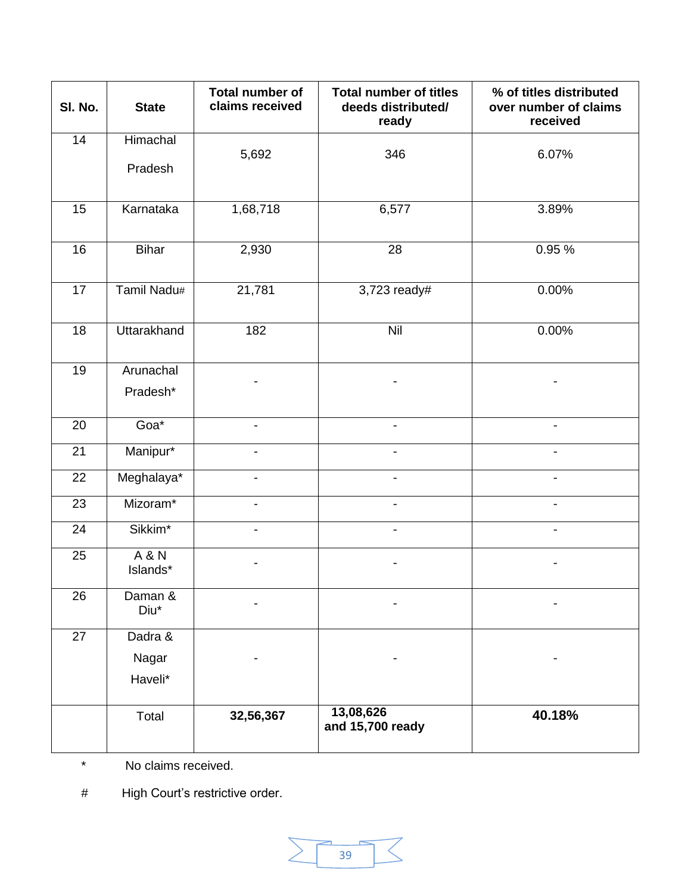| Sl. No. | State | Total number of claims received | Total number of titles deeds distributed/ ready | % of titles distributed over number of claims received |
|---|---|---|---|---|
| 14 | Himachal Pradesh | 5,692 | 346 | 6.07% |
| 15 | Karnataka | 1,68,718 | 6,577 | 3.89% |
| 16 | Bihar | 2,930 | 28 | 0.95 % |
| 17 | Tamil Nadu# | 21,781 | 3,723 ready# | 0.00% |
| 18 | Uttarakhand | 182 | Nil | 0.00% |
| 19 | Arunachal Pradesh* | - | - | - |
| 20 | Goa* | - | - | - |
| 21 | Manipur* | - | - | - |
| 22 | Meghalaya* | - | - | - |
| 23 | Mizoram* | - | - | - |
| 24 | Sikkim* | - | - | - |
| 25 | A & N Islands* | - | - | - |
| 26 | Daman & Diu* | - | - | - |
| 27 | Dadra & Nagar Haveli* | - | - | - |
| | Total | **32,56,367** | **13,08,626 and 15,700 ready** | **40.18%** |

\* No claims received.

\# High Court's restrictive order.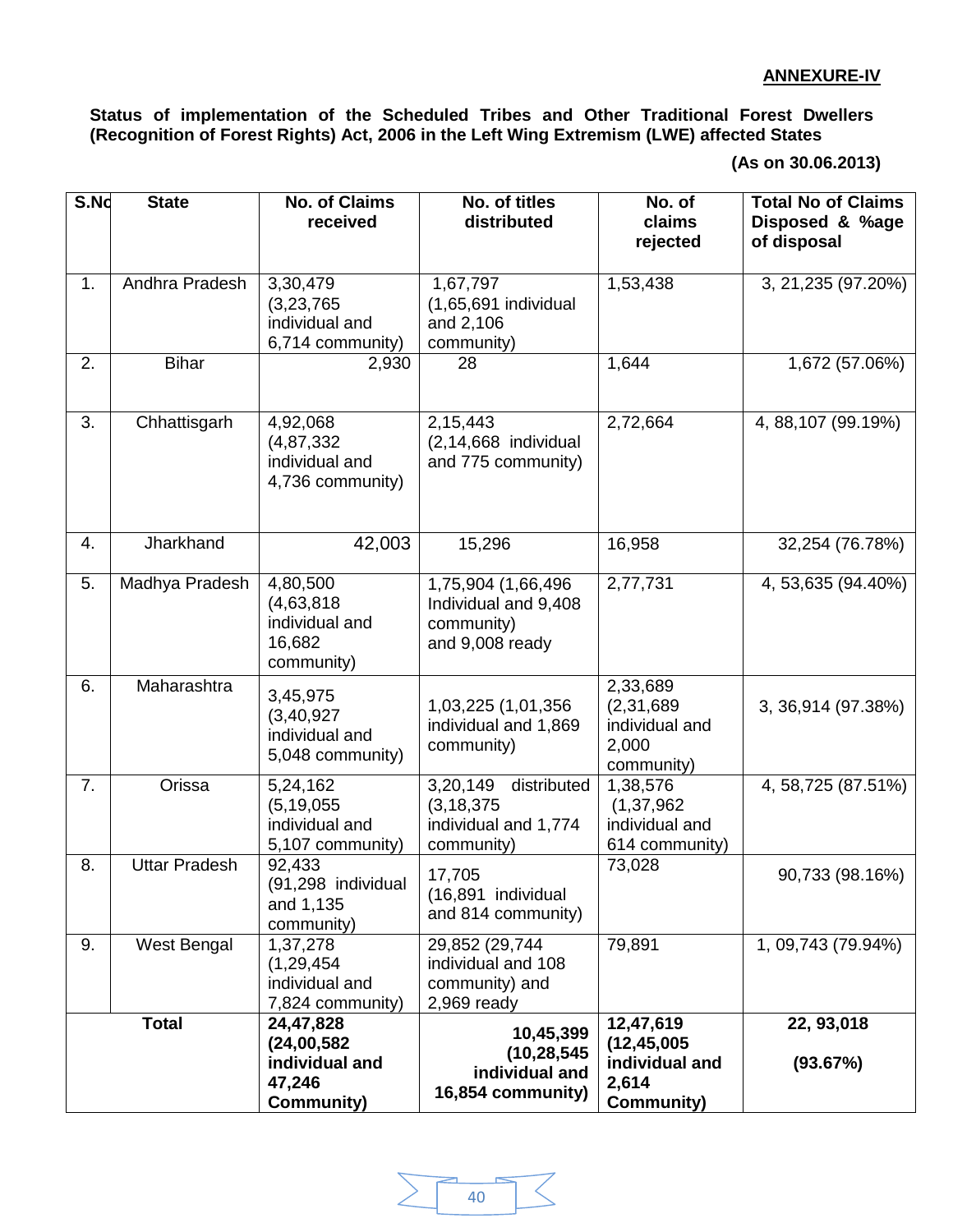**ANNEXURE-IV**

**Status of implementation of the Scheduled Tribes and Other Traditional Forest Dwellers (Recognition of Forest Rights) Act, 2006 in the Left Wing Extremism (LWE) affected States**

**(As on 30.06.2013)**

| S.No | State | No. of Claims received | No. of titles distributed | No. of claims rejected | Total No of Claims Disposed & %age of disposal |
|---|---|---|---|---|---|
| 1. | Andhra Pradesh | 3,30,479 (3,23,765 individual and 6,714 community) | 1,67,797 (1,65,691 individual and 2,106 community) | 1,53,438 | 3, 21,235 (97.20%) |
| 2. | Bihar | 2,930 | 28 | 1,644 | 1,672 (57.06%) |
| 3. | Chhattisgarh | 4,92,068 (4,87,332 individual and 4,736 community) | 2,15,443 (2,14,668 individual and 775 community) | 2,72,664 | 4, 88,107 (99.19%) |
| 4. | Jharkhand | 42,003 | 15,296 | 16,958 | 32,254 (76.78%) |
| 5. | Madhya Pradesh | 4,80,500 (4,63,818 individual and 16,682 community) | 1,75,904 (1,66,496 Individual and 9,408 community) and 9,008 ready | 2,77,731 | 4, 53,635 (94.40%) |
| 6. | Maharashtra | 3,45,975 (3,40,927 individual and 5,048 community) | 1,03,225 (1,01,356 individual and 1,869 community) | 2,33,689 (2,31,689 individual and 2,000 community) | 3, 36,914 (97.38%) |
| 7. | Orissa | 5,24,162 (5,19,055 individual and 5,107 community) | 3,20,149 distributed (3,18,375 individual and 1,774 community) | 1,38,576 (1,37,962 individual and 614 community) | 4, 58,725 (87.51%) |
| 8. | Uttar Pradesh | 92,433 (91,298 individual and 1,135 community) | 17,705 (16,891 individual and 814 community) | 73,028 | 90,733 (98.16%) |
| 9. | West Bengal | 1,37,278 (1,29,454 individual and 7,824 community) | 29,852 (29,744 individual and 108 community) and 2,969 ready | 79,891 | 1, 09,743 (79.94%) |
| **Total** | | **24,47,828 (24,00,582 individual and 47,246 Community)** | **10,45,399 (10,28,545 individual and 16,854 community)** | **12,47,619 (12,45,005 individual and 2,614 Community)** | **22, 93,018 (93.67%)** |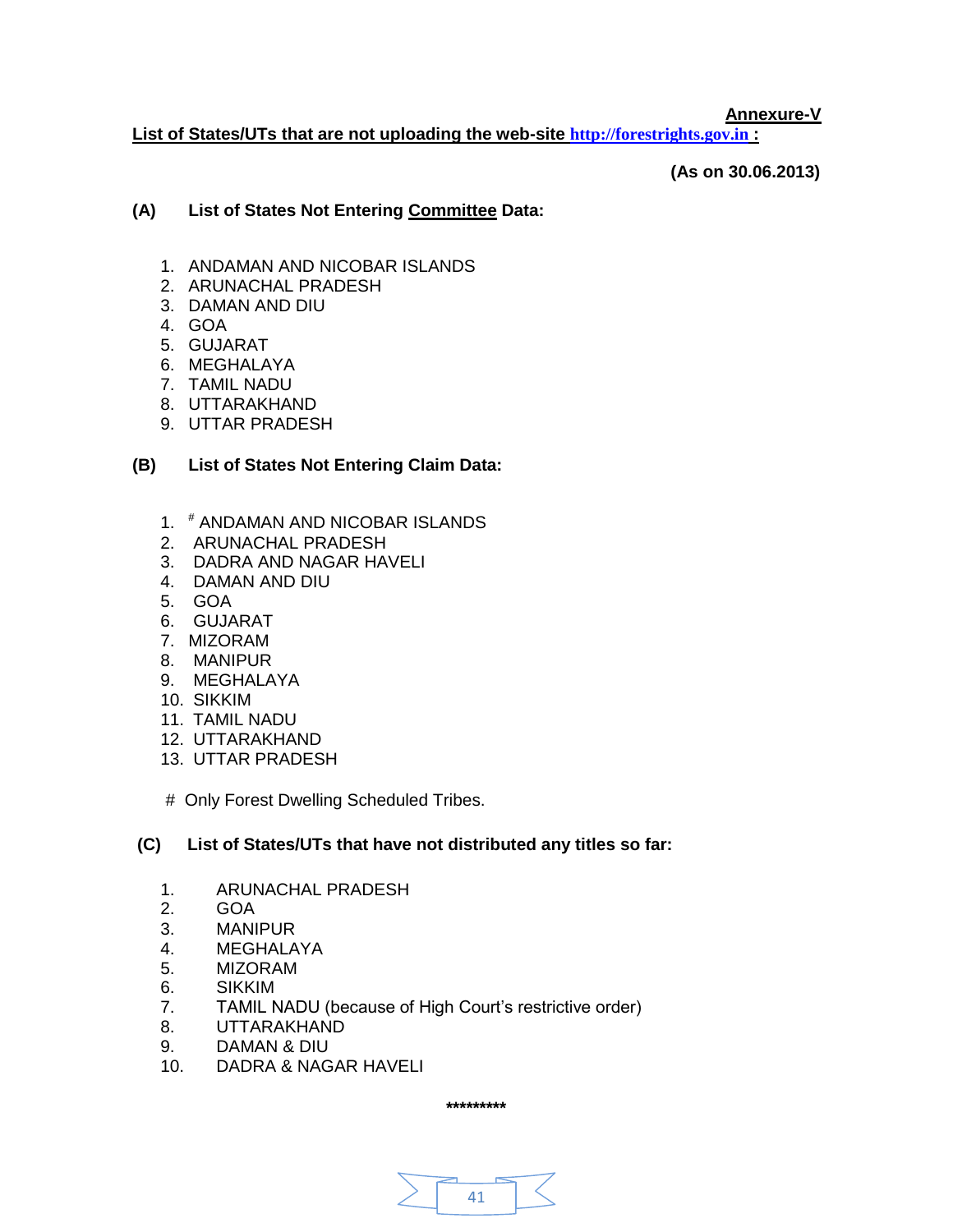**Annexure-V**

**List of States/UTs that are not uploading the web-site http://forestrights.gov.in :**

**(As on 30.06.2013)**

**(A) List of States Not Entering Committee Data:**

1. ANDAMAN AND NICOBAR ISLANDS
2. ARUNACHAL PRADESH
3. DAMAN AND DIU
4. GOA
5. GUJARAT
6. MEGHALAYA
7. TAMIL NADU
8. UTTARAKHAND
9. UTTAR PRADESH

**(B) List of States Not Entering Claim Data:**

1. # ANDAMAN AND NICOBAR ISLANDS
2. ARUNACHAL PRADESH
3. DADRA AND NAGAR HAVELI
4. DAMAN AND DIU
5. GOA
6. GUJARAT
7. MIZORAM
8. MANIPUR
9. MEGHALAYA
10. SIKKIM
11. TAMIL NADU
12. UTTARAKHAND
13. UTTAR PRADESH

\# Only Forest Dwelling Scheduled Tribes.

**(C) List of States/UTs that have not distributed any titles so far:**

1. ARUNACHAL PRADESH
2. GOA
3. MANIPUR
4. MEGHALAYA
5. MIZORAM
6. SIKKIM
7. TAMIL NADU (because of High Court's restrictive order)
8. UTTARAKHAND
9. DAMAN & DIU
10. DADRA & NAGAR HAVELI

\*\*\*\*\*\*\*\*\*